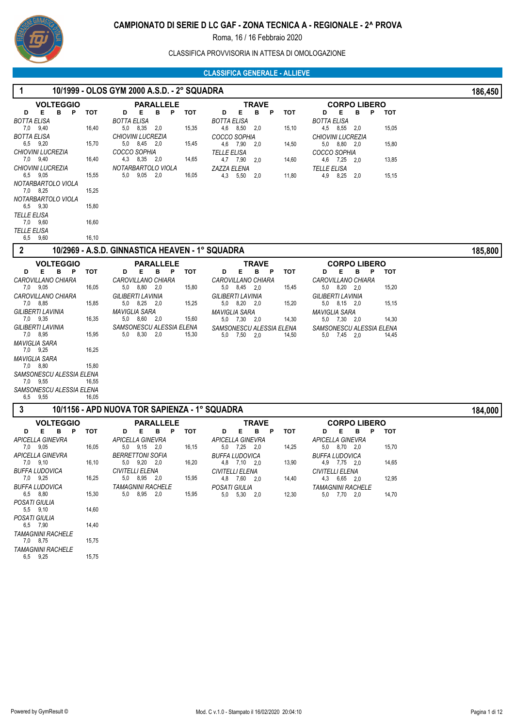# CAMPIONATO DI SERIE D LC GAF - ZONA TECNICA A - REGIONALE - 2^ PROVA

Roma, 16 / 16 Febbraio 2020

CLASSIFICA PROVVISORIA IN ATTESA DI OMOLOGAZIONE

## CLASSIFICA GENERALE - ALLIEVE

### 1 — 10/1999 - OLOS GYM 2000 A.S.D. - 2° SQUADRA — 186,450

**VOLTEGGIO**

| Ginnasta | D | E | B | P | TOT |
|---|---|---|---|---|---|
| *BOTTA ELISA* | 7,0 | 9,40 | | | 16,40 |
| *BOTTA ELISA* | 6,5 | 9,20 | | | 15,70 |
| *CHIOVINI LUCREZIA* | 7,0 | 9,40 | | | 16,40 |
| *CHIOVINI LUCREZIA* | 6,5 | 9,05 | | | 15,55 |
| *NOTARBARTOLO VIOLA* | 7,0 | 8,25 | | | 15,25 |
| *NOTARBARTOLO VIOLA* | 6,5 | 9,30 | | | 15,80 |
| *TELLE ELISA* | 7,0 | 9,60 | | | 16,60 |
| *TELLE ELISA* | 6,5 | 9,60 | | | 16,10 |

**PARALLELE**

| Ginnasta | D | E | B | P | TOT |
|---|---|---|---|---|---|
| *BOTTA ELISA* | 5,0 | 8,35 | 2,0 | | 15,35 |
| *CHIOVINI LUCREZIA* | 5,0 | 8,45 | 2,0 | | 15,45 |
| *COCCO SOPHIA* | 4,3 | 8,35 | 2,0 | | 14,65 |
| *NOTARBARTOLO VIOLA* | 5,0 | 9,05 | 2,0 | | 16,05 |

**TRAVE**

| Ginnasta | D | E | B | P | TOT |
|---|---|---|---|---|---|
| *BOTTA ELISA* | 4,6 | 8,50 | 2,0 | | 15,10 |
| *COCCO SOPHIA* | 4,6 | 7,90 | 2,0 | | 14,50 |
| *TELLE ELISA* | 4,7 | 7,90 | 2,0 | | 14,60 |
| *ZAZZA ELENA* | 4,3 | 5,50 | 2,0 | | 11,80 |

**CORPO LIBERO**

| Ginnasta | D | E | B | P | TOT |
|---|---|---|---|---|---|
| *BOTTA ELISA* | 4,5 | 8,55 | 2,0 | | 15,05 |
| *CHIOVINI LUCREZIA* | 5,0 | 8,80 | 2,0 | | 15,80 |
| *COCCO SOPHIA* | 4,6 | 7,25 | 2,0 | | 13,85 |
| *TELLE ELISA* | 4,9 | 8,25 | 2,0 | | 15,15 |

### 2 — 10/2969 - A.S.D. GINNASTICA HEAVEN - 1° SQUADRA — 185,800

**VOLTEGGIO**

| Ginnasta | D | E | B | P | TOT |
|---|---|---|---|---|---|
| *CAROVILLANO CHIARA* | 7,0 | 9,05 | | | 16,05 |
| *CAROVILLANO CHIARA* | 7,0 | 8,85 | | | 15,85 |
| *GILIBERTI LAVINIA* | 7,0 | 9,35 | | | 16,35 |
| *GILIBERTI LAVINIA* | 7,0 | 8,95 | | | 15,95 |
| *MAVIGLIA SARA* | 7,0 | 9,25 | | | 16,25 |
| *MAVIGLIA SARA* | 7,0 | 8,80 | | | 15,80 |
| *SAMSONESCU ALESSIA ELENA* | 7,0 | 9,55 | | | 16,55 |
| *SAMSONESCU ALESSIA ELENA* | 6,5 | 9,55 | | | 16,05 |

**PARALLELE**

| Ginnasta | D | E | B | P | TOT |
|---|---|---|---|---|---|
| *CAROVILLANO CHIARA* | 5,0 | 8,80 | 2,0 | | 15,80 |
| *GILIBERTI LAVINIA* | 5,0 | 8,25 | 2,0 | | 15,25 |
| *MAVIGLIA SARA* | 5,0 | 8,60 | 2,0 | | 15,60 |
| *SAMSONESCU ALESSIA ELENA* | 5,0 | 8,30 | 2,0 | | 15,30 |

**TRAVE**

| Ginnasta | D | E | B | P | TOT |
|---|---|---|---|---|---|
| *CAROVILLANO CHIARA* | 5,0 | 8,45 | 2,0 | | 15,45 |
| *GILIBERTI LAVINIA* | 5,0 | 8,20 | 2,0 | | 15,20 |
| *MAVIGLIA SARA* | 5,0 | 7,30 | 2,0 | | 14,30 |
| *SAMSONESCU ALESSIA ELENA* | 5,0 | 7,50 | 2,0 | | 14,50 |

**CORPO LIBERO**

| Ginnasta | D | E | B | P | TOT |
|---|---|---|---|---|---|
| *CAROVILLANO CHIARA* | 5,0 | 8,20 | 2,0 | | 15,20 |
| *GILIBERTI LAVINIA* | 5,0 | 8,15 | 2,0 | | 15,15 |
| *MAVIGLIA SARA* | 5,0 | 7,30 | 2,0 | | 14,30 |
| *SAMSONESCU ALESSIA ELENA* | 5,0 | 7,45 | 2,0 | | 14,45 |

### 3 — 10/1156 - APD NUOVA TOR SAPIENZA - 1° SQUADRA — 184,000

**VOLTEGGIO**

| Ginnasta | D | E | B | P | TOT |
|---|---|---|---|---|---|
| *APICELLA GINEVRA* | 7,0 | 9,05 | | | 16,05 |
| *APICELLA GINEVRA* | 7,0 | 9,10 | | | 16,10 |
| *BUFFA LUDOVICA* | 7,0 | 9,25 | | | 16,25 |
| *BUFFA LUDOVICA* | 6,5 | 8,80 | | | 15,30 |
| *POSATI GIULIA* | 5,5 | 9,10 | | | 14,60 |
| *POSATI GIULIA* | 6,5 | 7,90 | | | 14,40 |
| *TAMAGNINI RACHELE* | 7,0 | 8,75 | | | 15,75 |
| *TAMAGNINI RACHELE* | 6,5 | 9,25 | | | 15,75 |

**PARALLELE**

| Ginnasta | D | E | B | P | TOT |
|---|---|---|---|---|---|
| *APICELLA GINEVRA* | 5,0 | 9,15 | 2,0 | | 16,15 |
| *BERRETTONI SOFIA* | 5,0 | 9,20 | 2,0 | | 16,20 |
| *CIVITELLI ELENA* | 5,0 | 8,95 | 2,0 | | 15,95 |
| *TAMAGNINI RACHELE* | 5,0 | 8,95 | 2,0 | | 15,95 |

**TRAVE**

| Ginnasta | D | E | B | P | TOT |
|---|---|---|---|---|---|
| *APICELLA GINEVRA* | 5,0 | 7,25 | 2,0 | | 14,25 |
| *BUFFA LUDOVICA* | 4,8 | 7,10 | 2,0 | | 13,90 |
| *CIVITELLI ELENA* | 4,8 | 7,60 | 2,0 | | 14,40 |
| *POSATI GIULIA* | 5,0 | 5,30 | 2,0 | | 12,30 |

**CORPO LIBERO**

| Ginnasta | D | E | B | P | TOT |
|---|---|---|---|---|---|
| *APICELLA GINEVRA* | 5,0 | 8,70 | 2,0 | | 15,70 |
| *BUFFA LUDOVICA* | 4,9 | 7,75 | 2,0 | | 14,65 |
| *CIVITELLI ELENA* | 4,3 | 6,65 | 2,0 | | 12,95 |
| *TAMAGNINI RACHELE* | 5,0 | 7,70 | 2,0 | | 14,70 |

Powered by GymResult © — Mod. C v.1.0 - Stampato il 16/02/2020 20:04:10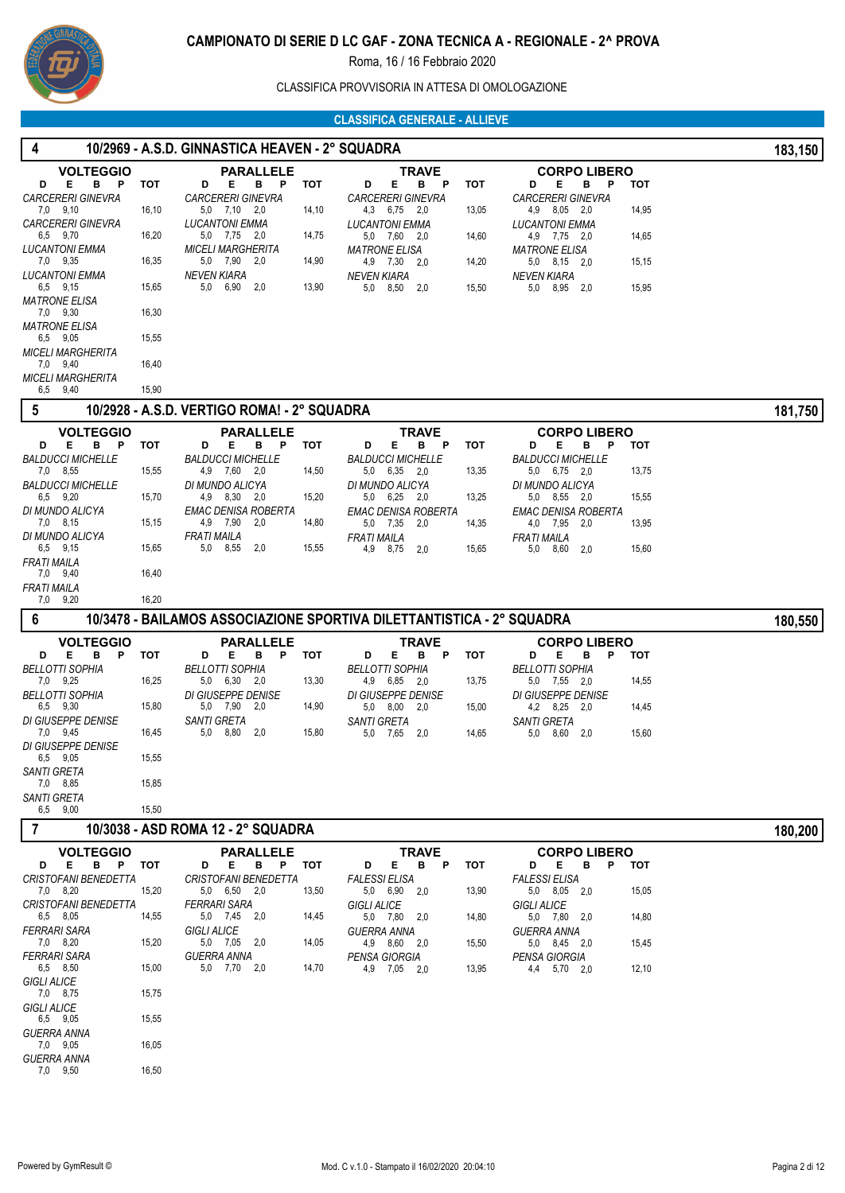# CAMPIONATO DI SERIE D LC GAF - ZONA TECNICA A - REGIONALE - 2^ PROVA

Roma, 16 / 16 Febbraio 2020

CLASSIFICA PROVVISORIA IN ATTESA DI OMOLOGAZIONE

## CLASSIFICA GENERALE - ALLIEVE

### 4 — 10/2969 - A.S.D. GINNASTICA HEAVEN - 2° SQUADRA — 183,150

| VOLTEGGIO | D | E | B | P | TOT | PARALLELE | D | E | B | P | TOT | TRAVE | D | E | B | P | TOT | CORPO LIBERO | D | E | B | P | TOT |
|---|---|---|---|---|---|---|---|---|---|---|---|---|---|---|---|---|---|---|---|---|---|---|---|
| *CARCERERI GINEVRA* | 7,0 | 9,10 | | | 16,10 | *CARCERERI GINEVRA* | 5,0 | 7,10 | 2,0 | | 14,10 | *CARCERERI GINEVRA* | 4,3 | 6,75 | 2,0 | | 13,05 | *CARCERERI GINEVRA* | 4,9 | 8,05 | 2,0 | | 14,95 |
| *CARCERERI GINEVRA* | 6,5 | 9,70 | | | 16,20 | *LUCANTONI EMMA* | 5,0 | 7,75 | 2,0 | | 14,75 | *LUCANTONI EMMA* | 5,0 | 7,60 | 2,0 | | 14,60 | *LUCANTONI EMMA* | 4,9 | 7,75 | 2,0 | | 14,65 |
| *LUCANTONI EMMA* | 7,0 | 9,35 | | | 16,35 | *MICELI MARGHERITA* | 5,0 | 7,90 | 2,0 | | 14,90 | *MATRONE ELISA* | 4,9 | 7,30 | 2,0 | | 14,20 | *MATRONE ELISA* | 5,0 | 8,15 | 2,0 | | 15,15 |
| *LUCANTONI EMMA* | 6,5 | 9,15 | | | 15,65 | *NEVEN KIARA* | 5,0 | 6,90 | 2,0 | | 13,90 | *NEVEN KIARA* | 5,0 | 8,50 | 2,0 | | 15,50 | *NEVEN KIARA* | 5,0 | 8,95 | 2,0 | | 15,95 |
| *MATRONE ELISA* | 7,0 | 9,30 | | | 16,30 | | | | | | | | | | | | | | | | | | |
| *MATRONE ELISA* | 6,5 | 9,05 | | | 15,55 | | | | | | | | | | | | | | | | | | |
| *MICELI MARGHERITA* | 7,0 | 9,40 | | | 16,40 | | | | | | | | | | | | | | | | | | |
| *MICELI MARGHERITA* | 6,5 | 9,40 | | | 15,90 | | | | | | | | | | | | | | | | | | |

### 5 — 10/2928 - A.S.D. VERTIGO ROMA! - 2° SQUADRA — 181,750

| VOLTEGGIO | D | E | B | P | TOT | PARALLELE | D | E | B | P | TOT | TRAVE | D | E | B | P | TOT | CORPO LIBERO | D | E | B | P | TOT |
|---|---|---|---|---|---|---|---|---|---|---|---|---|---|---|---|---|---|---|---|---|---|---|---|
| *BALDUCCI MICHELLE* | 7,0 | 8,55 | | | 15,55 | *BALDUCCI MICHELLE* | 4,9 | 7,60 | 2,0 | | 14,50 | *BALDUCCI MICHELLE* | 5,0 | 6,35 | 2,0 | | 13,35 | *BALDUCCI MICHELLE* | 5,0 | 6,75 | 2,0 | | 13,75 |
| *BALDUCCI MICHELLE* | 6,5 | 9,20 | | | 15,70 | *DI MUNDO ALICYA* | 4,9 | 8,30 | 2,0 | | 15,20 | *DI MUNDO ALICYA* | 5,0 | 6,25 | 2,0 | | 13,25 | *DI MUNDO ALICYA* | 5,0 | 8,55 | 2,0 | | 15,55 |
| *DI MUNDO ALICYA* | 7,0 | 8,15 | | | 15,15 | *EMAC DENISA ROBERTA* | 4,9 | 7,90 | 2,0 | | 14,80 | *EMAC DENISA ROBERTA* | 5,0 | 7,35 | 2,0 | | 14,35 | *EMAC DENISA ROBERTA* | 4,0 | 7,95 | 2,0 | | 13,95 |
| *DI MUNDO ALICYA* | 6,5 | 9,15 | | | 15,65 | *FRATI MAILA* | 5,0 | 8,55 | 2,0 | | 15,55 | *FRATI MAILA* | 4,9 | 8,75 | 2,0 | | 15,65 | *FRATI MAILA* | 5,0 | 8,60 | 2,0 | | 15,60 |
| *FRATI MAILA* | 7,0 | 9,40 | | | 16,40 | | | | | | | | | | | | | | | | | | |
| *FRATI MAILA* | 7,0 | 9,20 | | | 16,20 | | | | | | | | | | | | | | | | | | |

### 6 — 10/3478 - BAILAMOS ASSOCIAZIONE SPORTIVA DILETTANTISTICA - 2° SQUADRA — 180,550

| VOLTEGGIO | D | E | B | P | TOT | PARALLELE | D | E | B | P | TOT | TRAVE | D | E | B | P | TOT | CORPO LIBERO | D | E | B | P | TOT |
|---|---|---|---|---|---|---|---|---|---|---|---|---|---|---|---|---|---|---|---|---|---|---|---|
| *BELLOTTI SOPHIA* | 7,0 | 9,25 | | | 16,25 | *BELLOTTI SOPHIA* | 5,0 | 6,30 | 2,0 | | 13,30 | *BELLOTTI SOPHIA* | 4,9 | 6,85 | 2,0 | | 13,75 | *BELLOTTI SOPHIA* | 5,0 | 7,55 | 2,0 | | 14,55 |
| *BELLOTTI SOPHIA* | 6,5 | 9,30 | | | 15,80 | *DI GIUSEPPE DENISE* | 5,0 | 7,90 | 2,0 | | 14,90 | *DI GIUSEPPE DENISE* | 5,0 | 8,00 | 2,0 | | 15,00 | *DI GIUSEPPE DENISE* | 4,2 | 8,25 | 2,0 | | 14,45 |
| *DI GIUSEPPE DENISE* | 7,0 | 9,45 | | | 16,45 | *SANTI GRETA* | 5,0 | 8,80 | 2,0 | | 15,80 | *SANTI GRETA* | 5,0 | 7,65 | 2,0 | | 14,65 | *SANTI GRETA* | 5,0 | 8,60 | 2,0 | | 15,60 |
| *DI GIUSEPPE DENISE* | 6,5 | 9,05 | | | 15,55 | | | | | | | | | | | | | | | | | | |
| *SANTI GRETA* | 7,0 | 8,85 | | | 15,85 | | | | | | | | | | | | | | | | | | |
| *SANTI GRETA* | 6,5 | 9,00 | | | 15,50 | | | | | | | | | | | | | | | | | | |

### 7 — 10/3038 - ASD ROMA 12 - 2° SQUADRA — 180,200

| VOLTEGGIO | D | E | B | P | TOT | PARALLELE | D | E | B | P | TOT | TRAVE | D | E | B | P | TOT | CORPO LIBERO | D | E | B | P | TOT |
|---|---|---|---|---|---|---|---|---|---|---|---|---|---|---|---|---|---|---|---|---|---|---|---|
| *CRISTOFANI BENEDETTA* | 7,0 | 8,20 | | | 15,20 | *CRISTOFANI BENEDETTA* | 5,0 | 6,50 | 2,0 | | 13,50 | *FALESSI ELISA* | 5,0 | 6,90 | 2,0 | | 13,90 | *FALESSI ELISA* | 5,0 | 8,05 | 2,0 | | 15,05 |
| *CRISTOFANI BENEDETTA* | 6,5 | 8,05 | | | 14,55 | *FERRARI SARA* | 5,0 | 7,45 | 2,0 | | 14,45 | *GIGLI ALICE* | 5,0 | 7,80 | 2,0 | | 14,80 | *GIGLI ALICE* | 5,0 | 7,80 | 2,0 | | 14,80 |
| *FERRARI SARA* | 7,0 | 8,20 | | | 15,20 | *GIGLI ALICE* | 5,0 | 7,05 | 2,0 | | 14,05 | *GUERRA ANNA* | 4,9 | 8,60 | 2,0 | | 15,50 | *GUERRA ANNA* | 5,0 | 8,45 | 2,0 | | 15,45 |
| *FERRARI SARA* | 6,5 | 8,50 | | | 15,00 | *GUERRA ANNA* | 5,0 | 7,70 | 2,0 | | 14,70 | *PENSA GIORGIA* | 4,9 | 7,05 | 2,0 | | 13,95 | *PENSA GIORGIA* | 4,4 | 5,70 | 2,0 | | 12,10 |
| *GIGLI ALICE* | 7,0 | 8,75 | | | 15,75 | | | | | | | | | | | | | | | | | | |
| *GIGLI ALICE* | 6,5 | 9,05 | | | 15,55 | | | | | | | | | | | | | | | | | | |
| *GUERRA ANNA* | 7,0 | 9,05 | | | 16,05 | | | | | | | | | | | | | | | | | | |
| *GUERRA ANNA* | 7,0 | 9,50 | | | 16,50 | | | | | | | | | | | | | | | | | | |

Powered by GymResult © — Mod. C v.1.0 - Stampato il 16/02/2020 20:04:10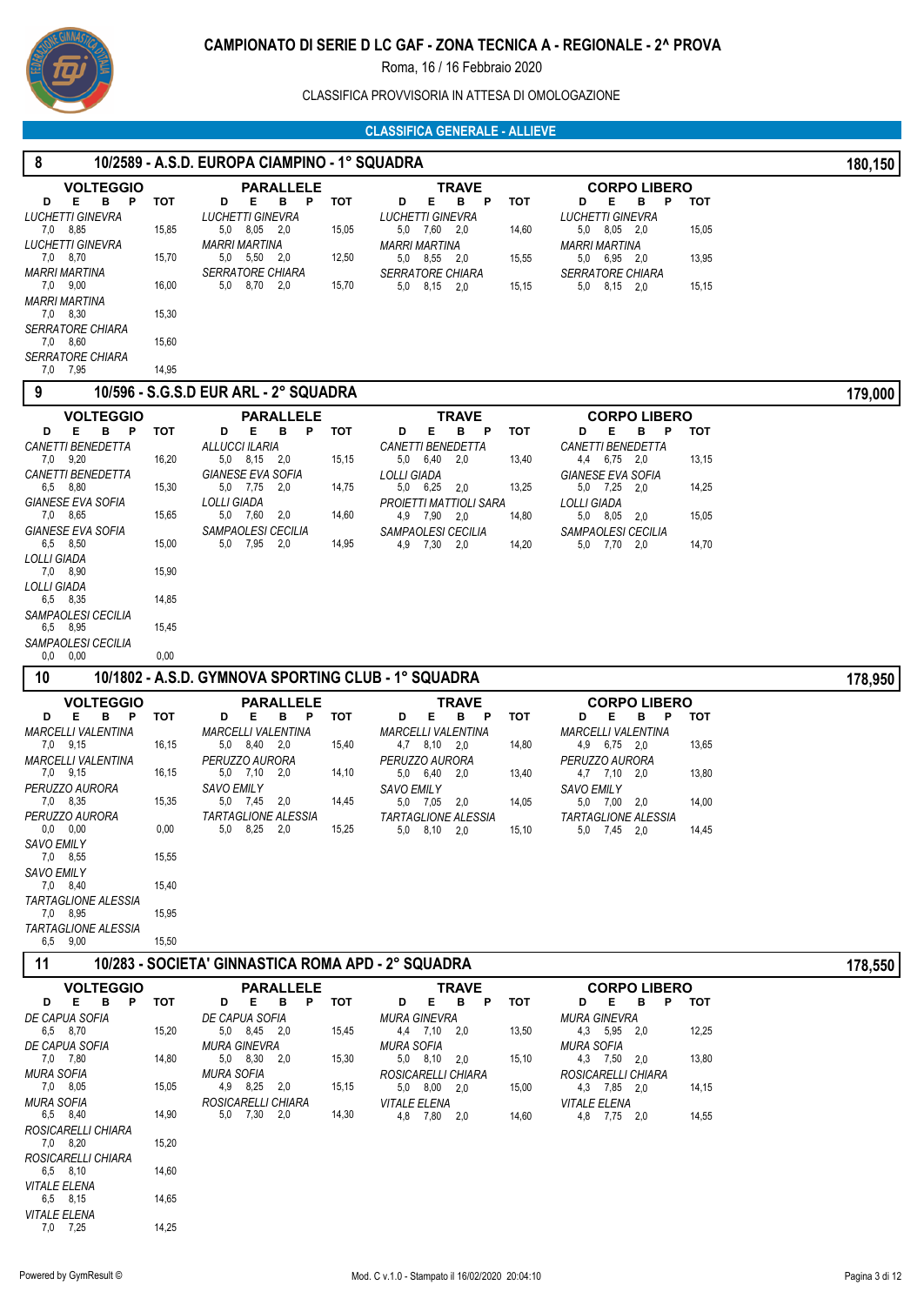# CAMPIONATO DI SERIE D LC GAF - ZONA TECNICA A - REGIONALE - 2^ PROVA

Roma, 16 / 16 Febbraio 2020

CLASSIFICA PROVVISORIA IN ATTESA DI OMOLOGAZIONE

## CLASSIFICA GENERALE - ALLIEVE

### 8 — 10/2589 - A.S.D. EUROPA CIAMPINO - 1° SQUADRA — 180,150

| VOLTEGGIO | D | E | B | P | TOT | PARALLELE | D | E | B | P | TOT | TRAVE | D | E | B | P | TOT | CORPO LIBERO | D | E | B | P | TOT |
|---|---|---|---|---|---|---|---|---|---|---|---|---|---|---|---|---|---|---|---|---|---|---|---|
| *LUCHETTI GINEVRA* | 7,0 | 8,85 | | | 15,85 | *LUCHETTI GINEVRA* | 5,0 | 8,05 | 2,0 | | 15,05 | *LUCHETTI GINEVRA* | 5,0 | 7,60 | 2,0 | | 14,60 | *LUCHETTI GINEVRA* | 5,0 | 8,05 | 2,0 | | 15,05 |
| *LUCHETTI GINEVRA* | 7,0 | 8,70 | | | 15,70 | *MARRI MARTINA* | 5,0 | 5,50 | 2,0 | | 12,50 | *MARRI MARTINA* | 5,0 | 8,55 | 2,0 | | 15,55 | *MARRI MARTINA* | 5,0 | 6,95 | 2,0 | | 13,95 |
| *MARRI MARTINA* | 7,0 | 9,00 | | | 16,00 | *SERRATORE CHIARA* | 5,0 | 8,70 | 2,0 | | 15,70 | *SERRATORE CHIARA* | 5,0 | 8,15 | 2,0 | | 15,15 | *SERRATORE CHIARA* | 5,0 | 8,15 | 2,0 | | 15,15 |
| *MARRI MARTINA* | 7,0 | 8,30 | | | 15,30 | | | | | | | | | | | | | | | | | | |
| *SERRATORE CHIARA* | 7,0 | 8,60 | | | 15,60 | | | | | | | | | | | | | | | | | | |
| *SERRATORE CHIARA* | 7,0 | 7,95 | | | 14,95 | | | | | | | | | | | | | | | | | | |

### 9 — 10/596 - S.G.S.D EUR ARL - 2° SQUADRA — 179,000

| VOLTEGGIO | D | E | B | P | TOT | PARALLELE | D | E | B | P | TOT | TRAVE | D | E | B | P | TOT | CORPO LIBERO | D | E | B | P | TOT |
|---|---|---|---|---|---|---|---|---|---|---|---|---|---|---|---|---|---|---|---|---|---|---|---|
| *CANETTI BENEDETTA* | 7,0 | 9,20 | | | 16,20 | *ALLUCCI ILARIA* | 5,0 | 8,15 | 2,0 | | 15,15 | *CANETTI BENEDETTA* | 5,0 | 6,40 | 2,0 | | 13,40 | *CANETTI BENEDETTA* | 4,4 | 6,75 | 2,0 | | 13,15 |
| *CANETTI BENEDETTA* | 6,5 | 8,80 | | | 15,30 | *GIANESE EVA SOFIA* | 5,0 | 7,75 | 2,0 | | 14,75 | *LOLLI GIADA* | 5,0 | 6,25 | 2,0 | | 13,25 | *GIANESE EVA SOFIA* | 5,0 | 7,25 | 2,0 | | 14,25 |
| *GIANESE EVA SOFIA* | 7,0 | 8,65 | | | 15,65 | *LOLLI GIADA* | 5,0 | 7,60 | 2,0 | | 14,60 | *PROIETTI MATTIOLI SARA* | 4,9 | 7,90 | 2,0 | | 14,80 | *LOLLI GIADA* | 5,0 | 8,05 | 2,0 | | 15,05 |
| *GIANESE EVA SOFIA* | 6,5 | 8,50 | | | 15,00 | *SAMPAOLESI CECILIA* | 5,0 | 7,95 | 2,0 | | 14,95 | *SAMPAOLESI CECILIA* | 4,9 | 7,30 | 2,0 | | 14,20 | *SAMPAOLESI CECILIA* | 5,0 | 7,70 | 2,0 | | 14,70 |
| *LOLLI GIADA* | 7,0 | 8,90 | | | 15,90 | | | | | | | | | | | | | | | | | | |
| *LOLLI GIADA* | 6,5 | 8,35 | | | 14,85 | | | | | | | | | | | | | | | | | | |
| *SAMPAOLESI CECILIA* | 6,5 | 8,95 | | | 15,45 | | | | | | | | | | | | | | | | | | |
| *SAMPAOLESI CECILIA* | 0,0 | 0,00 | | | 0,00 | | | | | | | | | | | | | | | | | | |

### 10 — 10/1802 - A.S.D. GYMNOVA SPORTING CLUB - 1° SQUADRA — 178,950

| VOLTEGGIO | D | E | B | P | TOT | PARALLELE | D | E | B | P | TOT | TRAVE | D | E | B | P | TOT | CORPO LIBERO | D | E | B | P | TOT |
|---|---|---|---|---|---|---|---|---|---|---|---|---|---|---|---|---|---|---|---|---|---|---|---|
| *MARCELLI VALENTINA* | 7,0 | 9,15 | | | 16,15 | *MARCELLI VALENTINA* | 5,0 | 8,40 | 2,0 | | 15,40 | *MARCELLI VALENTINA* | 4,7 | 8,10 | 2,0 | | 14,80 | *MARCELLI VALENTINA* | 4,9 | 6,75 | 2,0 | | 13,65 |
| *MARCELLI VALENTINA* | 7,0 | 9,15 | | | 16,15 | *PERUZZO AURORA* | 5,0 | 7,10 | 2,0 | | 14,10 | *PERUZZO AURORA* | 5,0 | 6,40 | 2,0 | | 13,40 | *PERUZZO AURORA* | 4,7 | 7,10 | 2,0 | | 13,80 |
| *PERUZZO AURORA* | 7,0 | 8,35 | | | 15,35 | *SAVO EMILY* | 5,0 | 7,45 | 2,0 | | 14,45 | *SAVO EMILY* | 5,0 | 7,05 | 2,0 | | 14,05 | *SAVO EMILY* | 5,0 | 7,00 | 2,0 | | 14,00 |
| *PERUZZO AURORA* | 0,0 | 0,00 | | | 0,00 | *TARTAGLIONE ALESSIA* | 5,0 | 8,25 | 2,0 | | 15,25 | *TARTAGLIONE ALESSIA* | 5,0 | 8,10 | 2,0 | | 15,10 | *TARTAGLIONE ALESSIA* | 5,0 | 7,45 | 2,0 | | 14,45 |
| *SAVO EMILY* | 7,0 | 8,55 | | | 15,55 | | | | | | | | | | | | | | | | | | |
| *SAVO EMILY* | 7,0 | 8,40 | | | 15,40 | | | | | | | | | | | | | | | | | | |
| *TARTAGLIONE ALESSIA* | 7,0 | 8,95 | | | 15,95 | | | | | | | | | | | | | | | | | | |
| *TARTAGLIONE ALESSIA* | 6,5 | 9,00 | | | 15,50 | | | | | | | | | | | | | | | | | | |

### 11 — 10/283 - SOCIETA' GINNASTICA ROMA APD - 2° SQUADRA — 178,550

| VOLTEGGIO | D | E | B | P | TOT | PARALLELE | D | E | B | P | TOT | TRAVE | D | E | B | P | TOT | CORPO LIBERO | D | E | B | P | TOT |
|---|---|---|---|---|---|---|---|---|---|---|---|---|---|---|---|---|---|---|---|---|---|---|---|
| *DE CAPUA SOFIA* | 6,5 | 8,70 | | | 15,20 | *DE CAPUA SOFIA* | 5,0 | 8,45 | 2,0 | | 15,45 | *MURA GINEVRA* | 4,4 | 7,10 | 2,0 | | 13,50 | *MURA GINEVRA* | 4,3 | 5,95 | 2,0 | | 12,25 |
| *DE CAPUA SOFIA* | 7,0 | 7,80 | | | 14,80 | *MURA GINEVRA* | 5,0 | 8,30 | 2,0 | | 15,30 | *MURA SOFIA* | 5,0 | 8,10 | 2,0 | | 15,10 | *MURA SOFIA* | 4,3 | 7,50 | 2,0 | | 13,80 |
| *MURA SOFIA* | 7,0 | 8,05 | | | 15,05 | *MURA SOFIA* | 4,9 | 8,25 | 2,0 | | 15,15 | *ROSICARELLI CHIARA* | 5,0 | 8,00 | 2,0 | | 15,00 | *ROSICARELLI CHIARA* | 4,3 | 7,85 | 2,0 | | 14,15 |
| *MURA SOFIA* | 6,5 | 8,40 | | | 14,90 | *ROSICARELLI CHIARA* | 5,0 | 7,30 | 2,0 | | 14,30 | *VITALE ELENA* | 4,8 | 7,80 | 2,0 | | 14,60 | *VITALE ELENA* | 4,8 | 7,75 | 2,0 | | 14,55 |
| *ROSICARELLI CHIARA* | 7,0 | 8,20 | | | 15,20 | | | | | | | | | | | | | | | | | | |
| *ROSICARELLI CHIARA* | 6,5 | 8,10 | | | 14,60 | | | | | | | | | | | | | | | | | | |
| *VITALE ELENA* | 6,5 | 8,15 | | | 14,65 | | | | | | | | | | | | | | | | | | |
| *VITALE ELENA* | 7,0 | 7,25 | | | 14,25 | | | | | | | | | | | | | | | | | | |

Powered by GymResult © — Mod. C v.1.0 - Stampato il 16/02/2020 20:04:10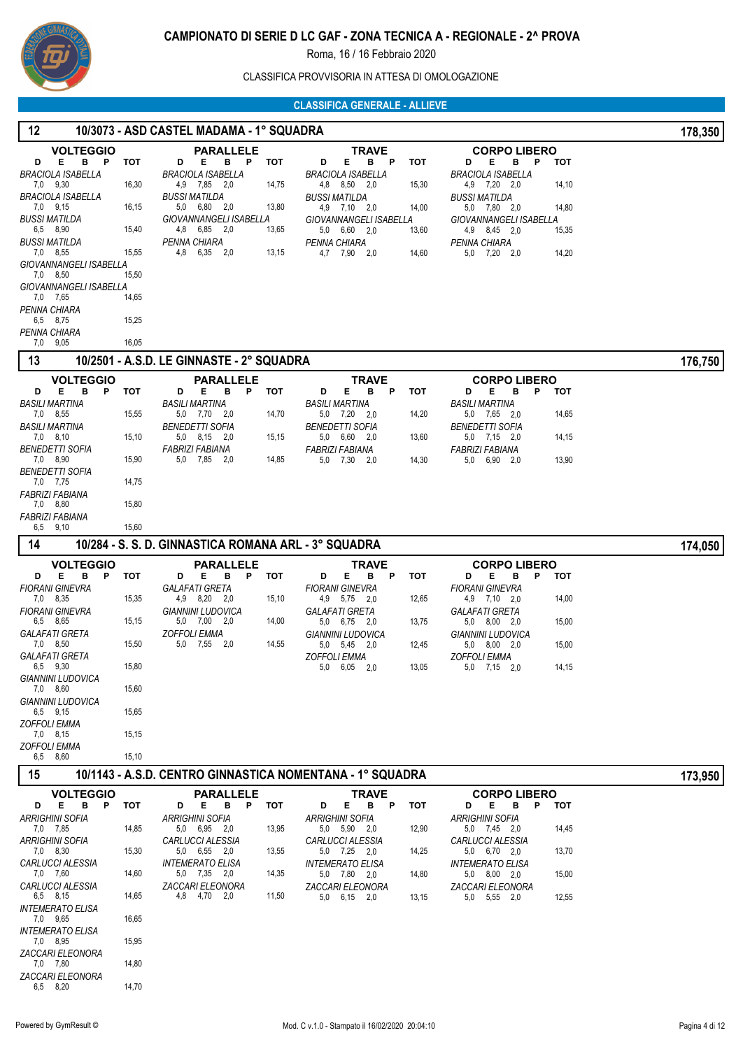# CAMPIONATO DI SERIE D LC GAF - ZONA TECNICA A - REGIONALE - 2^ PROVA

Roma, 16 / 16 Febbraio 2020

CLASSIFICA PROVVISORIA IN ATTESA DI OMOLOGAZIONE

## CLASSIFICA GENERALE - ALLIEVE

### 12 — 10/3073 - ASD CASTEL MADAMA - 1° SQUADRA — 178,350

**VOLTEGGIO**

| Ginnasta | D | E | B | P | TOT |
|---|---|---|---|---|---|
| BRACIOLA ISABELLA | 7,0 | 9,30 | | | 16,30 |
| BRACIOLA ISABELLA | 7,0 | 9,15 | | | 16,15 |
| BUSSI MATILDA | 6,5 | 8,90 | | | 15,40 |
| BUSSI MATILDA | 7,0 | 8,55 | | | 15,55 |
| GIOVANNANGELI ISABELLA | 7,0 | 8,50 | | | 15,50 |
| GIOVANNANGELI ISABELLA | 7,0 | 7,65 | | | 14,65 |
| PENNA CHIARA | 6,5 | 8,75 | | | 15,25 |
| PENNA CHIARA | 7,0 | 9,05 | | | 16,05 |

**PARALLELE**

| Ginnasta | D | E | B | P | TOT |
|---|---|---|---|---|---|
| BRACIOLA ISABELLA | 4,9 | 7,85 | 2,0 | | 14,75 |
| BUSSI MATILDA | 5,0 | 6,80 | 2,0 | | 13,80 |
| GIOVANNANGELI ISABELLA | 4,8 | 6,85 | 2,0 | | 13,65 |
| PENNA CHIARA | 4,8 | 6,35 | 2,0 | | 13,15 |

**TRAVE**

| Ginnasta | D | E | B | P | TOT |
|---|---|---|---|---|---|
| BRACIOLA ISABELLA | 4,8 | 8,50 | 2,0 | | 15,30 |
| BUSSI MATILDA | 4,9 | 7,10 | 2,0 | | 14,00 |
| GIOVANNANGELI ISABELLA | 5,0 | 6,60 | 2,0 | | 13,60 |
| PENNA CHIARA | 4,7 | 7,90 | 2,0 | | 14,60 |

**CORPO LIBERO**

| Ginnasta | D | E | B | P | TOT |
|---|---|---|---|---|---|
| BRACIOLA ISABELLA | 4,9 | 7,20 | 2,0 | | 14,10 |
| BUSSI MATILDA | 5,0 | 7,80 | 2,0 | | 14,80 |
| GIOVANNANGELI ISABELLA | 4,9 | 8,45 | 2,0 | | 15,35 |
| PENNA CHIARA | 5,0 | 7,20 | 2,0 | | 14,20 |

### 13 — 10/2501 - A.S.D. LE GINNASTE - 2° SQUADRA — 176,750

**VOLTEGGIO**

| Ginnasta | D | E | B | P | TOT |
|---|---|---|---|---|---|
| BASILI MARTINA | 7,0 | 8,55 | | | 15,55 |
| BASILI MARTINA | 7,0 | 8,10 | | | 15,10 |
| BENEDETTI SOFIA | 7,0 | 8,90 | | | 15,90 |
| BENEDETTI SOFIA | 7,0 | 7,75 | | | 14,75 |
| FABRIZI FABIANA | 7,0 | 8,80 | | | 15,80 |
| FABRIZI FABIANA | 6,5 | 9,10 | | | 15,60 |

**PARALLELE**

| Ginnasta | D | E | B | P | TOT |
|---|---|---|---|---|---|
| BASILI MARTINA | 5,0 | 7,70 | 2,0 | | 14,70 |
| BENEDETTI SOFIA | 5,0 | 8,15 | 2,0 | | 15,15 |
| FABRIZI FABIANA | 5,0 | 7,85 | 2,0 | | 14,85 |

**TRAVE**

| Ginnasta | D | E | B | P | TOT |
|---|---|---|---|---|---|
| BASILI MARTINA | 5,0 | 7,20 | 2,0 | | 14,20 |
| BENEDETTI SOFIA | 5,0 | 6,60 | 2,0 | | 13,60 |
| FABRIZI FABIANA | 5,0 | 7,30 | 2,0 | | 14,30 |

**CORPO LIBERO**

| Ginnasta | D | E | B | P | TOT |
|---|---|---|---|---|---|
| BASILI MARTINA | 5,0 | 7,65 | 2,0 | | 14,65 |
| BENEDETTI SOFIA | 5,0 | 7,15 | 2,0 | | 14,15 |
| FABRIZI FABIANA | 5,0 | 6,90 | 2,0 | | 13,90 |

### 14 — 10/284 - S. S. D. GINNASTICA ROMANA ARL - 3° SQUADRA — 174,050

**VOLTEGGIO**

| Ginnasta | D | E | B | P | TOT |
|---|---|---|---|---|---|
| FIORANI GINEVRA | 7,0 | 8,35 | | | 15,35 |
| FIORANI GINEVRA | 6,5 | 8,65 | | | 15,15 |
| GALAFATI GRETA | 7,0 | 8,50 | | | 15,50 |
| GALAFATI GRETA | 6,5 | 9,30 | | | 15,80 |
| GIANNINI LUDOVICA | 7,0 | 8,60 | | | 15,60 |
| GIANNINI LUDOVICA | 6,5 | 9,15 | | | 15,65 |
| ZOFFOLI EMMA | 7,0 | 8,15 | | | 15,15 |
| ZOFFOLI EMMA | 6,5 | 8,60 | | | 15,10 |

**PARALLELE**

| Ginnasta | D | E | B | P | TOT |
|---|---|---|---|---|---|
| GALAFATI GRETA | 4,9 | 8,20 | 2,0 | | 15,10 |
| GIANNINI LUDOVICA | 5,0 | 7,00 | 2,0 | | 14,00 |
| ZOFFOLI EMMA | 5,0 | 7,55 | 2,0 | | 14,55 |

**TRAVE**

| Ginnasta | D | E | B | P | TOT |
|---|---|---|---|---|---|
| FIORANI GINEVRA | 4,9 | 5,75 | 2,0 | | 12,65 |
| GALAFATI GRETA | 5,0 | 6,75 | 2,0 | | 13,75 |
| GIANNINI LUDOVICA | 5,0 | 5,45 | 2,0 | | 12,45 |
| ZOFFOLI EMMA | 5,0 | 6,05 | 2,0 | | 13,05 |

**CORPO LIBERO**

| Ginnasta | D | E | B | P | TOT |
|---|---|---|---|---|---|
| FIORANI GINEVRA | 4,9 | 7,10 | 2,0 | | 14,00 |
| GALAFATI GRETA | 5,0 | 8,00 | 2,0 | | 15,00 |
| GIANNINI LUDOVICA | 5,0 | 8,00 | 2,0 | | 15,00 |
| ZOFFOLI EMMA | 5,0 | 7,15 | 2,0 | | 14,15 |

### 15 — 10/1143 - A.S.D. CENTRO GINNASTICA NOMENTANA - 1° SQUADRA — 173,950

**VOLTEGGIO**

| Ginnasta | D | E | B | P | TOT |
|---|---|---|---|---|---|
| ARRIGHINI SOFIA | 7,0 | 7,85 | | | 14,85 |
| ARRIGHINI SOFIA | 7,0 | 8,30 | | | 15,30 |
| CARLUCCI ALESSIA | 7,0 | 7,60 | | | 14,60 |
| CARLUCCI ALESSIA | 6,5 | 8,15 | | | 14,65 |
| INTEMERATO ELISA | 7,0 | 9,65 | | | 16,65 |
| INTEMERATO ELISA | 7,0 | 8,95 | | | 15,95 |
| ZACCARI ELEONORA | 7,0 | 7,80 | | | 14,80 |
| ZACCARI ELEONORA | 6,5 | 8,20 | | | 14,70 |

**PARALLELE**

| Ginnasta | D | E | B | P | TOT |
|---|---|---|---|---|---|
| ARRIGHINI SOFIA | 5,0 | 6,95 | 2,0 | | 13,95 |
| CARLUCCI ALESSIA | 5,0 | 6,55 | 2,0 | | 13,55 |
| INTEMERATO ELISA | 5,0 | 7,35 | 2,0 | | 14,35 |
| ZACCARI ELEONORA | 4,8 | 4,70 | 2,0 | | 11,50 |

**TRAVE**

| Ginnasta | D | E | B | P | TOT |
|---|---|---|---|---|---|
| ARRIGHINI SOFIA | 5,0 | 5,90 | 2,0 | | 12,90 |
| CARLUCCI ALESSIA | 5,0 | 7,25 | 2,0 | | 14,25 |
| INTEMERATO ELISA | 5,0 | 7,80 | 2,0 | | 14,80 |
| ZACCARI ELEONORA | 5,0 | 6,15 | 2,0 | | 13,15 |

**CORPO LIBERO**

| Ginnasta | D | E | B | P | TOT |
|---|---|---|---|---|---|
| ARRIGHINI SOFIA | 5,0 | 7,45 | 2,0 | | 14,45 |
| CARLUCCI ALESSIA | 5,0 | 6,70 | 2,0 | | 13,70 |
| INTEMERATO ELISA | 5,0 | 8,00 | 2,0 | | 15,00 |
| ZACCARI ELEONORA | 5,0 | 5,55 | 2,0 | | 12,55 |

Powered by GymResult © — Mod. C v.1.0 - Stampato il 16/02/2020 20:04:10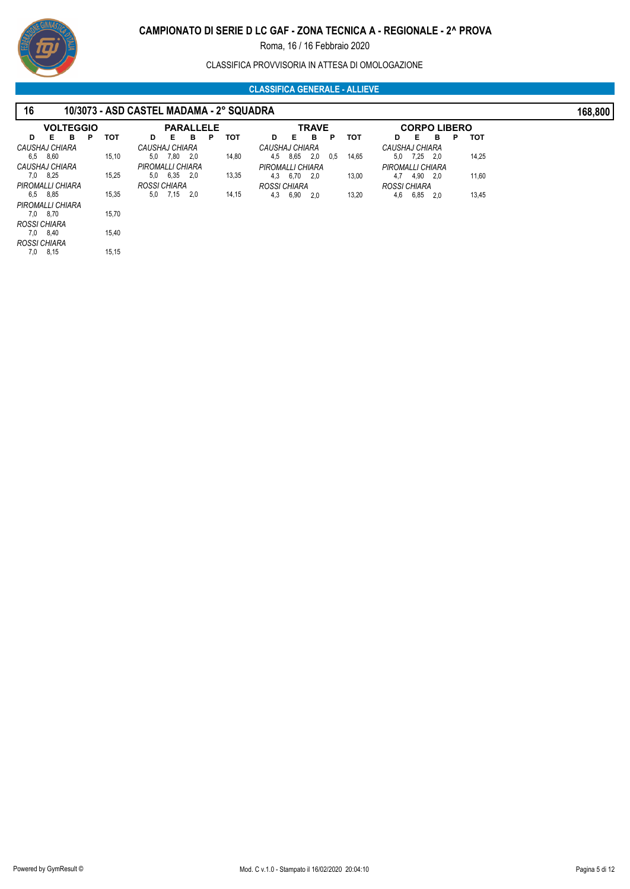# CAMPIONATO DI SERIE D LC GAF - ZONA TECNICA A - REGIONALE - 2^ PROVA

Roma, 16 / 16 Febbraio 2020

CLASSIFICA PROVVISORIA IN ATTESA DI OMOLOGAZIONE

## CLASSIFICA GENERALE - ALLIEVE

### 16 10/3073 - ASD CASTEL MADAMA - 2° SQUADRA — 168,800

**VOLTEGGIO**

| Ginnasta | D | E | B | P | TOT |
|---|---|---|---|---|---|
| *CAUSHAJ CHIARA* | 6,5 | 8,60 | | | 15,10 |
| *CAUSHAJ CHIARA* | 7,0 | 8,25 | | | 15,25 |
| *PIROMALLI CHIARA* | 6,5 | 8,85 | | | 15,35 |
| *PIROMALLI CHIARA* | 7,0 | 8,70 | | | 15,70 |
| *ROSSI CHIARA* | 7,0 | 8,40 | | | 15,40 |
| *ROSSI CHIARA* | 7,0 | 8,15 | | | 15,15 |

**PARALLELE**

| Ginnasta | D | E | B | P | TOT |
|---|---|---|---|---|---|
| *CAUSHAJ CHIARA* | 5,0 | 7,80 | 2,0 | | 14,80 |
| *PIROMALLI CHIARA* | 5,0 | 6,35 | 2,0 | | 13,35 |
| *ROSSI CHIARA* | 5,0 | 7,15 | 2,0 | | 14,15 |

**TRAVE**

| Ginnasta | D | E | B | P | TOT |
|---|---|---|---|---|---|
| *CAUSHAJ CHIARA* | 4,5 | 8,65 | 2,0 | 0,5 | 14,65 |
| *PIROMALLI CHIARA* | 4,3 | 6,70 | 2,0 | | 13,00 |
| *ROSSI CHIARA* | 4,3 | 6,90 | 2,0 | | 13,20 |

**CORPO LIBERO**

| Ginnasta | D | E | B | P | TOT |
|---|---|---|---|---|---|
| *CAUSHAJ CHIARA* | 5,0 | 7,25 | 2,0 | | 14,25 |
| *PIROMALLI CHIARA* | 4,7 | 4,90 | 2,0 | | 11,60 |
| *ROSSI CHIARA* | 4,6 | 6,85 | 2,0 | | 13,45 |

Powered by GymResult © — Mod. C v.1.0 - Stampato il 16/02/2020 20:04:10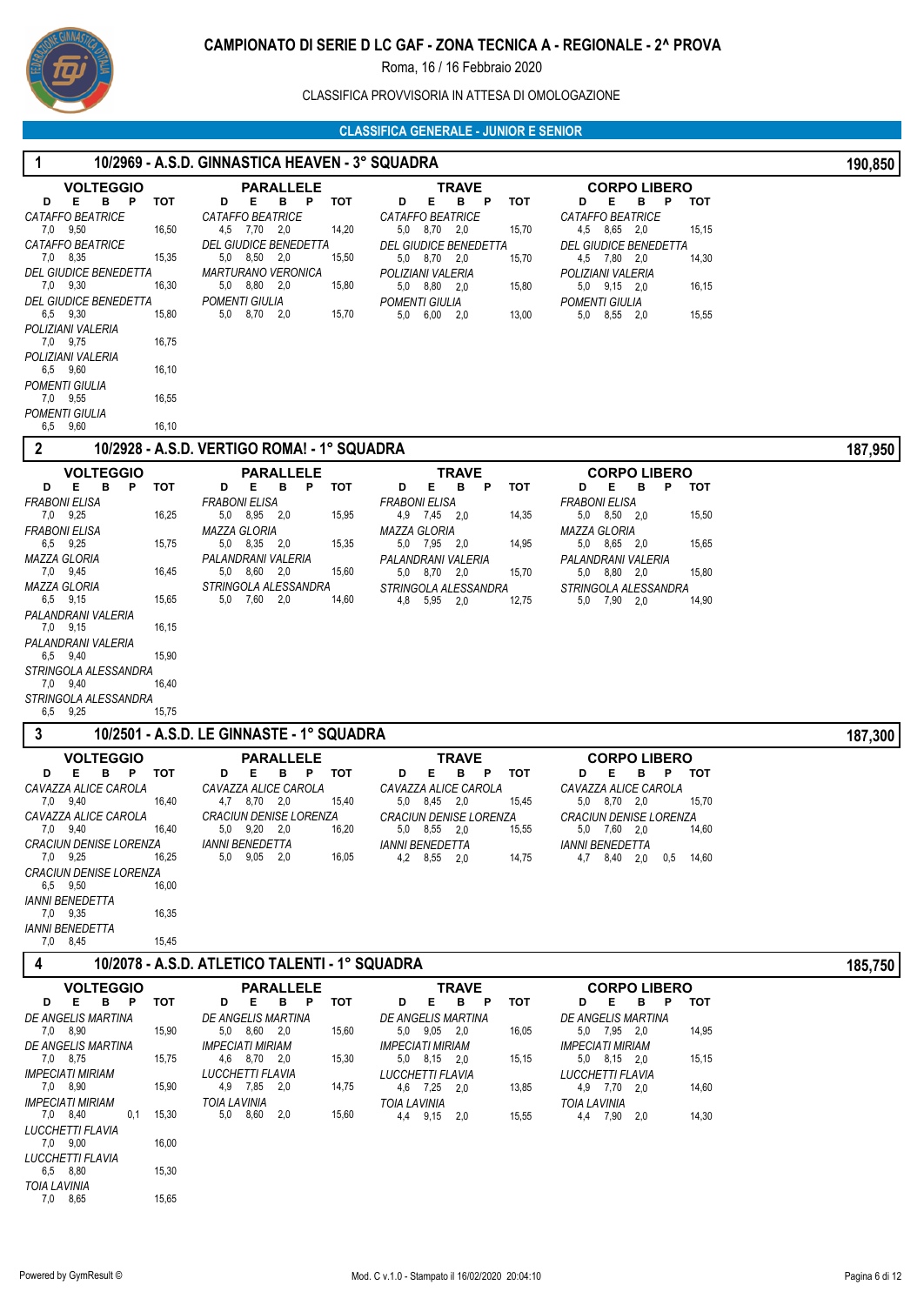# CAMPIONATO DI SERIE D LC GAF - ZONA TECNICA A - REGIONALE - 2^ PROVA

Roma, 16 / 16 Febbraio 2020

CLASSIFICA PROVVISORIA IN ATTESA DI OMOLOGAZIONE

## CLASSIFICA GENERALE - JUNIOR E SENIOR

### 1 10/2969 - A.S.D. GINNASTICA HEAVEN - 3° SQUADRA — 190,850

**VOLTEGGIO**

| Ginnasta | D | E | B | P | TOT |
|---|---|---|---|---|---|
| CATAFFO BEATRICE | 7,0 | 9,50 | | | 16,50 |
| CATAFFO BEATRICE | 7,0 | 8,35 | | | 15,35 |
| DEL GIUDICE BENEDETTA | 7,0 | 9,30 | | | 16,30 |
| DEL GIUDICE BENEDETTA | 6,5 | 9,30 | | | 15,80 |
| POLIZIANI VALERIA | 7,0 | 9,75 | | | 16,75 |
| POLIZIANI VALERIA | 6,5 | 9,60 | | | 16,10 |
| POMENTI GIULIA | 7,0 | 9,55 | | | 16,55 |
| POMENTI GIULIA | 6,5 | 9,60 | | | 16,10 |

**PARALLELE**

| Ginnasta | D | E | B | P | TOT |
|---|---|---|---|---|---|
| CATAFFO BEATRICE | 4,5 | 7,70 | 2,0 | | 14,20 |
| DEL GIUDICE BENEDETTA | 5,0 | 8,50 | 2,0 | | 15,50 |
| MARTURANO VERONICA | 5,0 | 8,80 | 2,0 | | 15,80 |
| POMENTI GIULIA | 5,0 | 8,70 | 2,0 | | 15,70 |

**TRAVE**

| Ginnasta | D | E | B | P | TOT |
|---|---|---|---|---|---|
| CATAFFO BEATRICE | 5,0 | 8,70 | 2,0 | | 15,70 |
| DEL GIUDICE BENEDETTA | 5,0 | 8,70 | 2,0 | | 15,70 |
| POLIZIANI VALERIA | 5,0 | 8,80 | 2,0 | | 15,80 |
| POMENTI GIULIA | 5,0 | 6,00 | 2,0 | | 13,00 |

**CORPO LIBERO**

| Ginnasta | D | E | B | P | TOT |
|---|---|---|---|---|---|
| CATAFFO BEATRICE | 4,5 | 8,65 | 2,0 | | 15,15 |
| DEL GIUDICE BENEDETTA | 4,5 | 7,80 | 2,0 | | 14,30 |
| POLIZIANI VALERIA | 5,0 | 9,15 | 2,0 | | 16,15 |
| POMENTI GIULIA | 5,0 | 8,55 | 2,0 | | 15,55 |

### 2 10/2928 - A.S.D. VERTIGO ROMA! - 1° SQUADRA — 187,950

**VOLTEGGIO**

| Ginnasta | D | E | B | P | TOT |
|---|---|---|---|---|---|
| FRABONI ELISA | 7,0 | 9,25 | | | 16,25 |
| FRABONI ELISA | 6,5 | 9,25 | | | 15,75 |
| MAZZA GLORIA | 7,0 | 9,45 | | | 16,45 |
| MAZZA GLORIA | 6,5 | 9,15 | | | 15,65 |
| PALANDRANI VALERIA | 7,0 | 9,15 | | | 16,15 |
| PALANDRANI VALERIA | 6,5 | 9,40 | | | 15,90 |
| STRINGOLA ALESSANDRA | 7,0 | 9,40 | | | 16,40 |
| STRINGOLA ALESSANDRA | 6,5 | 9,25 | | | 15,75 |

**PARALLELE**

| Ginnasta | D | E | B | P | TOT |
|---|---|---|---|---|---|
| FRABONI ELISA | 5,0 | 8,95 | 2,0 | | 15,95 |
| MAZZA GLORIA | 5,0 | 8,35 | 2,0 | | 15,35 |
| PALANDRANI VALERIA | 5,0 | 8,60 | 2,0 | | 15,60 |
| STRINGOLA ALESSANDRA | 5,0 | 7,60 | 2,0 | | 14,60 |

**TRAVE**

| Ginnasta | D | E | B | P | TOT |
|---|---|---|---|---|---|
| FRABONI ELISA | 4,9 | 7,45 | 2,0 | | 14,35 |
| MAZZA GLORIA | 5,0 | 7,95 | 2,0 | | 14,95 |
| PALANDRANI VALERIA | 5,0 | 8,70 | 2,0 | | 15,70 |
| STRINGOLA ALESSANDRA | 4,8 | 5,95 | 2,0 | | 12,75 |

**CORPO LIBERO**

| Ginnasta | D | E | B | P | TOT |
|---|---|---|---|---|---|
| FRABONI ELISA | 5,0 | 8,50 | 2,0 | | 15,50 |
| MAZZA GLORIA | 5,0 | 8,65 | 2,0 | | 15,65 |
| PALANDRANI VALERIA | 5,0 | 8,80 | 2,0 | | 15,80 |
| STRINGOLA ALESSANDRA | 5,0 | 7,90 | 2,0 | | 14,90 |

### 3 10/2501 - A.S.D. LE GINNASTE - 1° SQUADRA — 187,300

**VOLTEGGIO**

| Ginnasta | D | E | B | P | TOT |
|---|---|---|---|---|---|
| CAVAZZA ALICE CAROLA | 7,0 | 9,40 | | | 16,40 |
| CAVAZZA ALICE CAROLA | 7,0 | 9,40 | | | 16,40 |
| CRACIUN DENISE LORENZA | 7,0 | 9,25 | | | 16,25 |
| CRACIUN DENISE LORENZA | 6,5 | 9,50 | | | 16,00 |
| IANNI BENEDETTA | 7,0 | 9,35 | | | 16,35 |
| IANNI BENEDETTA | 7,0 | 8,45 | | | 15,45 |

**PARALLELE**

| Ginnasta | D | E | B | P | TOT |
|---|---|---|---|---|---|
| CAVAZZA ALICE CAROLA | 4,7 | 8,70 | 2,0 | | 15,40 |
| CRACIUN DENISE LORENZA | 5,0 | 9,20 | 2,0 | | 16,20 |
| IANNI BENEDETTA | 5,0 | 9,05 | 2,0 | | 16,05 |

**TRAVE**

| Ginnasta | D | E | B | P | TOT |
|---|---|---|---|---|---|
| CAVAZZA ALICE CAROLA | 5,0 | 8,45 | 2,0 | | 15,45 |
| CRACIUN DENISE LORENZA | 5,0 | 8,55 | 2,0 | | 15,55 |
| IANNI BENEDETTA | 4,2 | 8,55 | 2,0 | | 14,75 |

**CORPO LIBERO**

| Ginnasta | D | E | B | P | TOT |
|---|---|---|---|---|---|
| CAVAZZA ALICE CAROLA | 5,0 | 8,70 | 2,0 | | 15,70 |
| CRACIUN DENISE LORENZA | 5,0 | 7,60 | 2,0 | | 14,60 |
| IANNI BENEDETTA | 4,7 | 8,40 | 2,0 | 0,5 | 14,60 |

### 4 10/2078 - A.S.D. ATLETICO TALENTI - 1° SQUADRA — 185,750

**VOLTEGGIO**

| Ginnasta | D | E | B | P | TOT |
|---|---|---|---|---|---|
| DE ANGELIS MARTINA | 7,0 | 8,90 | | | 15,90 |
| DE ANGELIS MARTINA | 7,0 | 8,75 | | | 15,75 |
| IMPECIATI MIRIAM | 7,0 | 8,90 | | | 15,90 |
| IMPECIATI MIRIAM | 7,0 | 8,40 | | 0,1 | 15,30 |
| LUCCHETTI FLAVIA | 7,0 | 9,00 | | | 16,00 |
| LUCCHETTI FLAVIA | 6,5 | 8,80 | | | 15,30 |
| TOIA LAVINIA | 7,0 | 8,65 | | | 15,65 |

**PARALLELE**

| Ginnasta | D | E | B | P | TOT |
|---|---|---|---|---|---|
| DE ANGELIS MARTINA | 5,0 | 8,60 | 2,0 | | 15,60 |
| IMPECIATI MIRIAM | 4,6 | 8,70 | 2,0 | | 15,30 |
| LUCCHETTI FLAVIA | 4,9 | 7,85 | 2,0 | | 14,75 |
| TOIA LAVINIA | 5,0 | 8,60 | 2,0 | | 15,60 |

**TRAVE**

| Ginnasta | D | E | B | P | TOT |
|---|---|---|---|---|---|
| DE ANGELIS MARTINA | 5,0 | 9,05 | 2,0 | | 16,05 |
| IMPECIATI MIRIAM | 5,0 | 8,15 | 2,0 | | 15,15 |
| LUCCHETTI FLAVIA | 4,6 | 7,25 | 2,0 | | 13,85 |
| TOIA LAVINIA | 4,4 | 9,15 | 2,0 | | 15,55 |

**CORPO LIBERO**

| Ginnasta | D | E | B | P | TOT |
|---|---|---|---|---|---|
| DE ANGELIS MARTINA | 5,0 | 7,95 | 2,0 | | 14,95 |
| IMPECIATI MIRIAM | 5,0 | 8,15 | 2,0 | | 15,15 |
| LUCCHETTI FLAVIA | 4,9 | 7,70 | 2,0 | | 14,60 |
| TOIA LAVINIA | 4,4 | 7,90 | 2,0 | | 14,30 |

Powered by GymResult © — Mod. C v.1.0 - Stampato il 16/02/2020 20:04:10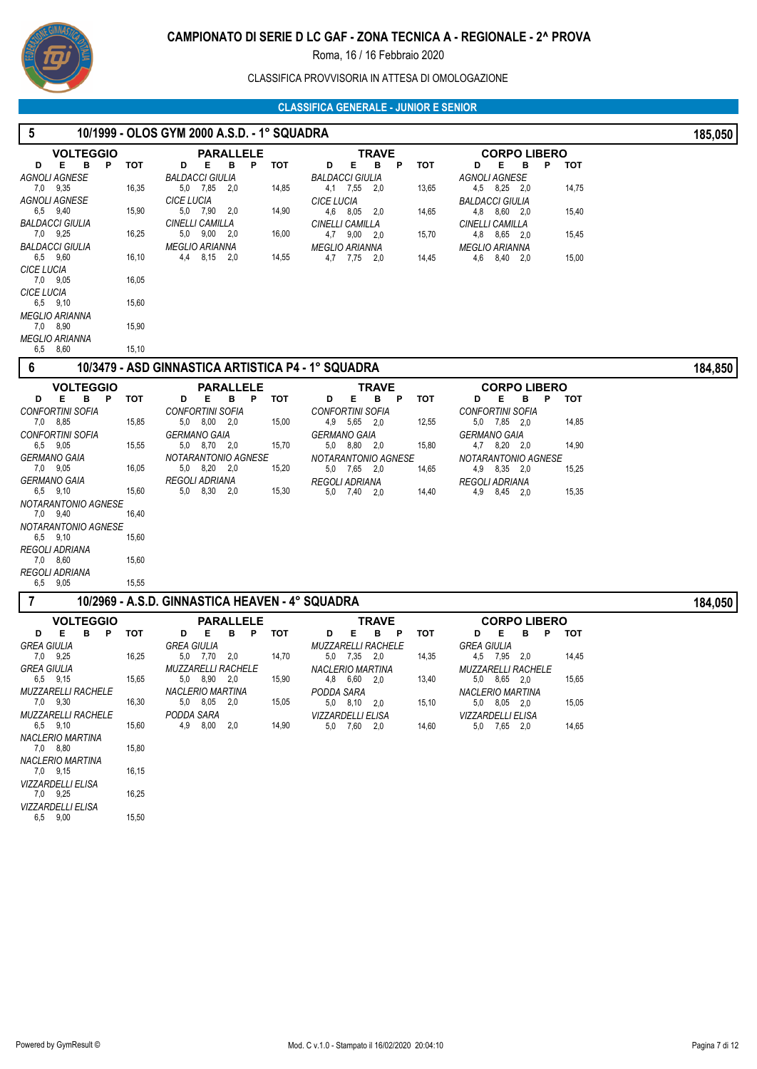# CAMPIONATO DI SERIE D LC GAF - ZONA TECNICA A - REGIONALE - 2^ PROVA

Roma, 16 / 16 Febbraio 2020

CLASSIFICA PROVVISORIA IN ATTESA DI OMOLOGAZIONE

**CLASSIFICA GENERALE - JUNIOR E SENIOR**

## 5 — 10/1999 - OLOS GYM 2000 A.S.D. - 1° SQUADRA — 185,050

| VOLTEGGIO | D | E | B | P | TOT |
|---|---|---|---|---|---|
| *AGNOLI AGNESE* | 7,0 | 9,35 | | | 16,35 |
| *AGNOLI AGNESE* | 6,5 | 9,40 | | | 15,90 |
| *BALDACCI GIULIA* | 7,0 | 9,25 | | | 16,25 |
| *BALDACCI GIULIA* | 6,5 | 9,60 | | | 16,10 |
| *CICE LUCIA* | 7,0 | 9,05 | | | 16,05 |
| *CICE LUCIA* | 6,5 | 9,10 | | | 15,60 |
| *MEGLIO ARIANNA* | 7,0 | 8,90 | | | 15,90 |
| *MEGLIO ARIANNA* | 6,5 | 8,60 | | | 15,10 |

| PARALLELE | D | E | B | P | TOT |
|---|---|---|---|---|---|
| *BALDACCI GIULIA* | 5,0 | 7,85 | 2,0 | | 14,85 |
| *CICE LUCIA* | 5,0 | 7,90 | 2,0 | | 14,90 |
| *CINELLI CAMILLA* | 5,0 | 9,00 | 2,0 | | 16,00 |
| *MEGLIO ARIANNA* | 4,4 | 8,15 | 2,0 | | 14,55 |

| TRAVE | D | E | B | P | TOT |
|---|---|---|---|---|---|
| *BALDACCI GIULIA* | 4,1 | 7,55 | 2,0 | | 13,65 |
| *CICE LUCIA* | 4,6 | 8,05 | 2,0 | | 14,65 |
| *CINELLI CAMILLA* | 4,7 | 9,00 | 2,0 | | 15,70 |
| *MEGLIO ARIANNA* | 4,7 | 7,75 | 2,0 | | 14,45 |

| CORPO LIBERO | D | E | B | P | TOT |
|---|---|---|---|---|---|
| *AGNOLI AGNESE* | 4,5 | 8,25 | 2,0 | | 14,75 |
| *BALDACCI GIULIA* | 4,8 | 8,60 | 2,0 | | 15,40 |
| *CINELLI CAMILLA* | 4,8 | 8,65 | 2,0 | | 15,45 |
| *MEGLIO ARIANNA* | 4,6 | 8,40 | 2,0 | | 15,00 |

## 6 — 10/3479 - ASD GINNASTICA ARTISTICA P4 - 1° SQUADRA — 184,850

| VOLTEGGIO | D | E | B | P | TOT |
|---|---|---|---|---|---|
| *CONFORTINI SOFIA* | 7,0 | 8,85 | | | 15,85 |
| *CONFORTINI SOFIA* | 6,5 | 9,05 | | | 15,55 |
| *GERMANO GAIA* | 7,0 | 9,05 | | | 16,05 |
| *GERMANO GAIA* | 6,5 | 9,10 | | | 15,60 |
| *NOTARANTONIO AGNESE* | 7,0 | 9,40 | | | 16,40 |
| *NOTARANTONIO AGNESE* | 6,5 | 9,10 | | | 15,60 |
| *REGOLI ADRIANA* | 7,0 | 8,60 | | | 15,60 |
| *REGOLI ADRIANA* | 6,5 | 9,05 | | | 15,55 |

| PARALLELE | D | E | B | P | TOT |
|---|---|---|---|---|---|
| *CONFORTINI SOFIA* | 5,0 | 8,00 | 2,0 | | 15,00 |
| *GERMANO GAIA* | 5,0 | 8,70 | 2,0 | | 15,70 |
| *NOTARANTONIO AGNESE* | 5,0 | 8,20 | 2,0 | | 15,20 |
| *REGOLI ADRIANA* | 5,0 | 8,30 | 2,0 | | 15,30 |

| TRAVE | D | E | B | P | TOT |
|---|---|---|---|---|---|
| *CONFORTINI SOFIA* | 4,9 | 5,65 | 2,0 | | 12,55 |
| *GERMANO GAIA* | 5,0 | 8,80 | 2,0 | | 15,80 |
| *NOTARANTONIO AGNESE* | 5,0 | 7,65 | 2,0 | | 14,65 |
| *REGOLI ADRIANA* | 5,0 | 7,40 | 2,0 | | 14,40 |

| CORPO LIBERO | D | E | B | P | TOT |
|---|---|---|---|---|---|
| *CONFORTINI SOFIA* | 5,0 | 7,85 | 2,0 | | 14,85 |
| *GERMANO GAIA* | 4,7 | 8,20 | 2,0 | | 14,90 |
| *NOTARANTONIO AGNESE* | 4,9 | 8,35 | 2,0 | | 15,25 |
| *REGOLI ADRIANA* | 4,9 | 8,45 | 2,0 | | 15,35 |

## 7 — 10/2969 - A.S.D. GINNASTICA HEAVEN - 4° SQUADRA — 184,050

| VOLTEGGIO | D | E | B | P | TOT |
|---|---|---|---|---|---|
| *GREA GIULIA* | 7,0 | 9,25 | | | 16,25 |
| *GREA GIULIA* | 6,5 | 9,15 | | | 15,65 |
| *MUZZARELLI RACHELE* | 7,0 | 9,30 | | | 16,30 |
| *MUZZARELLI RACHELE* | 6,5 | 9,10 | | | 15,60 |
| *NACLERIO MARTINA* | 7,0 | 8,80 | | | 15,80 |
| *NACLERIO MARTINA* | 7,0 | 9,15 | | | 16,15 |
| *VIZZARDELLI ELISA* | 7,0 | 9,25 | | | 16,25 |
| *VIZZARDELLI ELISA* | 6,5 | 9,00 | | | 15,50 |

| PARALLELE | D | E | B | P | TOT |
|---|---|---|---|---|---|
| *GREA GIULIA* | 5,0 | 7,70 | 2,0 | | 14,70 |
| *MUZZARELLI RACHELE* | 5,0 | 8,90 | 2,0 | | 15,90 |
| *NACLERIO MARTINA* | 5,0 | 8,05 | 2,0 | | 15,05 |
| *PODDA SARA* | 4,9 | 8,00 | 2,0 | | 14,90 |

| TRAVE | D | E | B | P | TOT |
|---|---|---|---|---|---|
| *MUZZARELLI RACHELE* | 5,0 | 7,35 | 2,0 | | 14,35 |
| *NACLERIO MARTINA* | 4,8 | 6,60 | 2,0 | | 13,40 |
| *PODDA SARA* | 5,0 | 8,10 | 2,0 | | 15,10 |
| *VIZZARDELLI ELISA* | 5,0 | 7,60 | 2,0 | | 14,60 |

| CORPO LIBERO | D | E | B | P | TOT |
|---|---|---|---|---|---|
| *GREA GIULIA* | 4,5 | 7,95 | 2,0 | | 14,45 |
| *MUZZARELLI RACHELE* | 5,0 | 8,65 | 2,0 | | 15,65 |
| *NACLERIO MARTINA* | 5,0 | 8,05 | 2,0 | | 15,05 |
| *VIZZARDELLI ELISA* | 5,0 | 7,65 | 2,0 | | 14,65 |

Powered by GymResult © — Mod. C v.1.0 - Stampato il 16/02/2020 20:04:10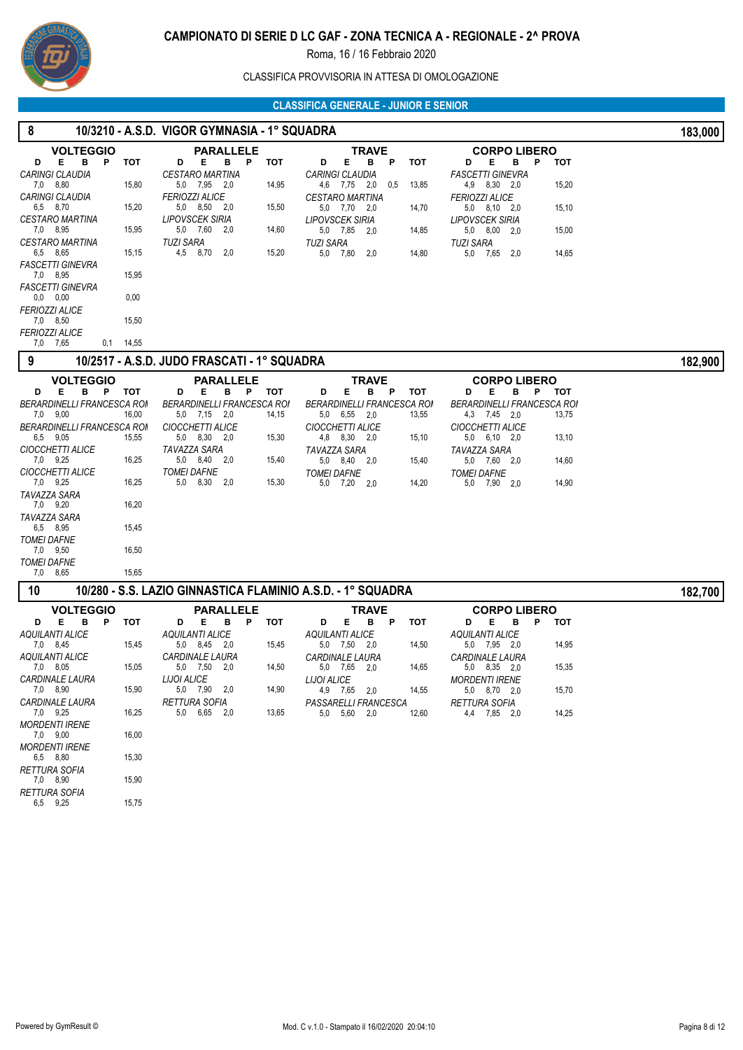# CAMPIONATO DI SERIE D LC GAF - ZONA TECNICA A - REGIONALE - 2^ PROVA

Roma, 16 / 16 Febbraio 2020

CLASSIFICA PROVVISORIA IN ATTESA DI OMOLOGAZIONE

## CLASSIFICA GENERALE - JUNIOR E SENIOR

### 8 — 10/3210 - A.S.D. VIGOR GYMNASIA - 1° SQUADRA — 183,000

**VOLTEGGIO**

| Ginnasta | D | E | B | P | TOT |
|---|---|---|---|---|---|
| CARINGI CLAUDIA | 7,0 | 8,80 | | | 15,80 |
| CARINGI CLAUDIA | 6,5 | 8,70 | | | 15,20 |
| CESTARO MARTINA | 7,0 | 8,95 | | | 15,95 |
| CESTARO MARTINA | 6,5 | 8,65 | | | 15,15 |
| FASCETTI GINEVRA | 7,0 | 8,95 | | | 15,95 |
| FASCETTI GINEVRA | 0,0 | 0,00 | | | 0,00 |
| FERIOZZI ALICE | 7,0 | 8,50 | | | 15,50 |
| FERIOZZI ALICE | 7,0 | 7,65 | | 0,1 | 14,55 |

**PARALLELE**

| Ginnasta | D | E | B | P | TOT |
|---|---|---|---|---|---|
| CESTARO MARTINA | 5,0 | 7,95 | 2,0 | | 14,95 |
| FERIOZZI ALICE | 5,0 | 8,50 | 2,0 | | 15,50 |
| LIPOVSCEK SIRIA | 5,0 | 7,60 | 2,0 | | 14,60 |
| TUZI SARA | 4,5 | 8,70 | 2,0 | | 15,20 |

**TRAVE**

| Ginnasta | D | E | B | P | TOT |
|---|---|---|---|---|---|
| CARINGI CLAUDIA | 4,6 | 7,75 | 2,0 | 0,5 | 13,85 |
| CESTARO MARTINA | 5,0 | 7,70 | 2,0 | | 14,70 |
| LIPOVSCEK SIRIA | 5,0 | 7,85 | 2,0 | | 14,85 |
| TUZI SARA | 5,0 | 7,80 | 2,0 | | 14,80 |

**CORPO LIBERO**

| Ginnasta | D | E | B | P | TOT |
|---|---|---|---|---|---|
| FASCETTI GINEVRA | 4,9 | 8,30 | 2,0 | | 15,20 |
| FERIOZZI ALICE | 5,0 | 8,10 | 2,0 | | 15,10 |
| LIPOVSCEK SIRIA | 5,0 | 8,00 | 2,0 | | 15,00 |
| TUZI SARA | 5,0 | 7,65 | 2,0 | | 14,65 |

### 9 — 10/2517 - A.S.D. JUDO FRASCATI - 1° SQUADRA — 182,900

**VOLTEGGIO**

| Ginnasta | D | E | B | P | TOT |
|---|---|---|---|---|---|
| BERARDINELLI FRANCESCA ROI | 7,0 | 9,00 | | | 16,00 |
| BERARDINELLI FRANCESCA ROI | 6,5 | 9,05 | | | 15,55 |
| CIOCCHETTI ALICE | 7,0 | 9,25 | | | 16,25 |
| CIOCCHETTI ALICE | 7,0 | 9,25 | | | 16,25 |
| TAVAZZA SARA | 7,0 | 9,20 | | | 16,20 |
| TAVAZZA SARA | 6,5 | 8,95 | | | 15,45 |
| TOMEI DAFNE | 7,0 | 9,50 | | | 16,50 |
| TOMEI DAFNE | 7,0 | 8,65 | | | 15,65 |

**PARALLELE**

| Ginnasta | D | E | B | P | TOT |
|---|---|---|---|---|---|
| BERARDINELLI FRANCESCA ROI | 5,0 | 7,15 | 2,0 | | 14,15 |
| CIOCCHETTI ALICE | 5,0 | 8,30 | 2,0 | | 15,30 |
| TAVAZZA SARA | 5,0 | 8,40 | 2,0 | | 15,40 |
| TOMEI DAFNE | 5,0 | 8,30 | 2,0 | | 15,30 |

**TRAVE**

| Ginnasta | D | E | B | P | TOT |
|---|---|---|---|---|---|
| BERARDINELLI FRANCESCA ROI | 5,0 | 6,55 | 2,0 | | 13,55 |
| CIOCCHETTI ALICE | 4,8 | 8,30 | 2,0 | | 15,10 |
| TAVAZZA SARA | 5,0 | 8,40 | 2,0 | | 15,40 |
| TOMEI DAFNE | 5,0 | 7,20 | 2,0 | | 14,20 |

**CORPO LIBERO**

| Ginnasta | D | E | B | P | TOT |
|---|---|---|---|---|---|
| BERARDINELLI FRANCESCA ROI | 4,3 | 7,45 | 2,0 | | 13,75 |
| CIOCCHETTI ALICE | 5,0 | 6,10 | 2,0 | | 13,10 |
| TAVAZZA SARA | 5,0 | 7,60 | 2,0 | | 14,60 |
| TOMEI DAFNE | 5,0 | 7,90 | 2,0 | | 14,90 |

### 10 — 10/280 - S.S. LAZIO GINNASTICA FLAMINIO A.S.D. - 1° SQUADRA — 182,700

**VOLTEGGIO**

| Ginnasta | D | E | B | P | TOT |
|---|---|---|---|---|---|
| AQUILANTI ALICE | 7,0 | 8,45 | | | 15,45 |
| AQUILANTI ALICE | 7,0 | 8,05 | | | 15,05 |
| CARDINALE LAURA | 7,0 | 8,90 | | | 15,90 |
| CARDINALE LAURA | 7,0 | 9,25 | | | 16,25 |
| MORDENTI IRENE | 7,0 | 9,00 | | | 16,00 |
| MORDENTI IRENE | 6,5 | 8,80 | | | 15,30 |
| RETTURA SOFIA | 7,0 | 8,90 | | | 15,90 |
| RETTURA SOFIA | 6,5 | 9,25 | | | 15,75 |

**PARALLELE**

| Ginnasta | D | E | B | P | TOT |
|---|---|---|---|---|---|
| AQUILANTI ALICE | 5,0 | 8,45 | 2,0 | | 15,45 |
| CARDINALE LAURA | 5,0 | 7,50 | 2,0 | | 14,50 |
| LIJOI ALICE | 5,0 | 7,90 | 2,0 | | 14,90 |
| RETTURA SOFIA | 5,0 | 6,65 | 2,0 | | 13,65 |

**TRAVE**

| Ginnasta | D | E | B | P | TOT |
|---|---|---|---|---|---|
| AQUILANTI ALICE | 5,0 | 7,50 | 2,0 | | 14,50 |
| CARDINALE LAURA | 5,0 | 7,65 | 2,0 | | 14,65 |
| LIJOI ALICE | 4,9 | 7,65 | 2,0 | | 14,55 |
| PASSARELLI FRANCESCA | 5,0 | 5,60 | 2,0 | | 12,60 |

**CORPO LIBERO**

| Ginnasta | D | E | B | P | TOT |
|---|---|---|---|---|---|
| AQUILANTI ALICE | 5,0 | 7,95 | 2,0 | | 14,95 |
| CARDINALE LAURA | 5,0 | 8,35 | 2,0 | | 15,35 |
| MORDENTI IRENE | 5,0 | 8,70 | 2,0 | | 15,70 |
| RETTURA SOFIA | 4,4 | 7,85 | 2,0 | | 14,25 |

Powered by GymResult © — Mod. C v.1.0 - Stampato il 16/02/2020 20:04:10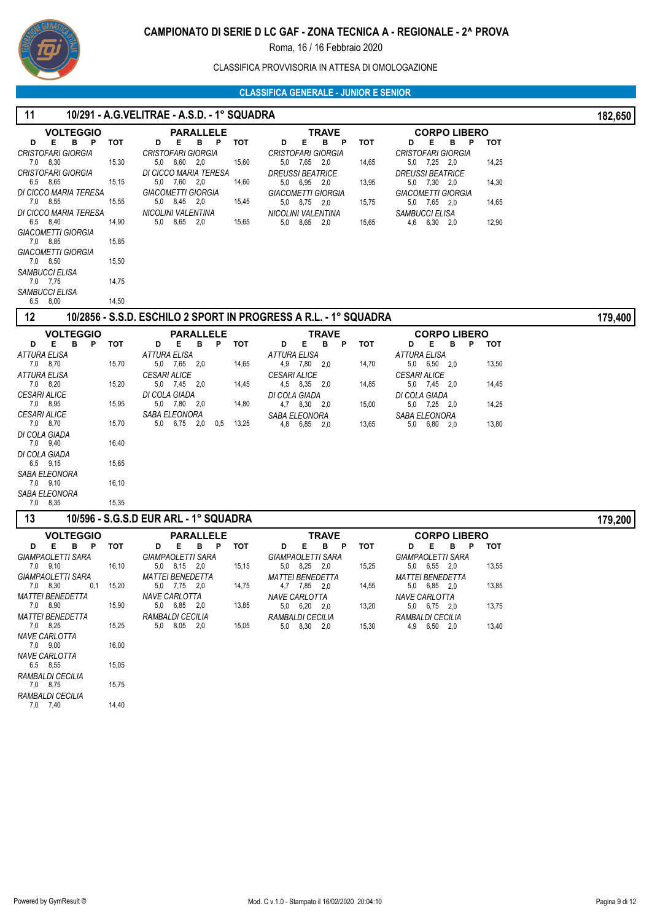# CAMPIONATO DI SERIE D LC GAF - ZONA TECNICA A - REGIONALE - 2^ PROVA

Roma, 16 / 16 Febbraio 2020

CLASSIFICA PROVVISORIA IN ATTESA DI OMOLOGAZIONE

## CLASSIFICA GENERALE - JUNIOR E SENIOR

### 11 — 10/291 - A.G.VELITRAE - A.S.D. - 1° SQUADRA — 182,650

**VOLTEGGIO**

| Atleta | D | E | B | P | TOT |
|---|---|---|---|---|---|
| CRISTOFARI GIORGIA | 7,0 | 8,30 | | | 15,30 |
| CRISTOFARI GIORGIA | 6,5 | 8,65 | | | 15,15 |
| DI CICCO MARIA TERESA | 7,0 | 8,55 | | | 15,55 |
| DI CICCO MARIA TERESA | 6,5 | 8,40 | | | 14,90 |
| GIACOMETTI GIORGIA | 7,0 | 8,85 | | | 15,85 |
| GIACOMETTI GIORGIA | 7,0 | 8,50 | | | 15,50 |
| SAMBUCCI ELISA | 7,0 | 7,75 | | | 14,75 |
| SAMBUCCI ELISA | 6,5 | 8,00 | | | 14,50 |

**PARALLELE**

| Atleta | D | E | B | P | TOT |
|---|---|---|---|---|---|
| CRISTOFARI GIORGIA | 5,0 | 8,60 | 2,0 | | 15,60 |
| DI CICCO MARIA TERESA | 5,0 | 7,60 | 2,0 | | 14,60 |
| GIACOMETTI GIORGIA | 5,0 | 8,45 | 2,0 | | 15,45 |
| NICOLINI VALENTINA | 5,0 | 8,65 | 2,0 | | 15,65 |

**TRAVE**

| Atleta | D | E | B | P | TOT |
|---|---|---|---|---|---|
| CRISTOFARI GIORGIA | 5,0 | 7,65 | 2,0 | | 14,65 |
| DREUSSI BEATRICE | 5,0 | 6,95 | 2,0 | | 13,95 |
| GIACOMETTI GIORGIA | 5,0 | 8,75 | 2,0 | | 15,75 |
| NICOLINI VALENTINA | 5,0 | 8,65 | 2,0 | | 15,65 |

**CORPO LIBERO**

| Atleta | D | E | B | P | TOT |
|---|---|---|---|---|---|
| CRISTOFARI GIORGIA | 5,0 | 7,25 | 2,0 | | 14,25 |
| DREUSSI BEATRICE | 5,0 | 7,30 | 2,0 | | 14,30 |
| GIACOMETTI GIORGIA | 5,0 | 7,65 | 2,0 | | 14,65 |
| SAMBUCCI ELISA | 4,6 | 6,30 | 2,0 | | 12,90 |

### 12 — 10/2856 - S.S.D. ESCHILO 2 SPORT IN PROGRESS A R.L. - 1° SQUADRA — 179,400

**VOLTEGGIO**

| Atleta | D | E | B | P | TOT |
|---|---|---|---|---|---|
| ATTURA ELISA | 7,0 | 8,70 | | | 15,70 |
| ATTURA ELISA | 7,0 | 8,20 | | | 15,20 |
| CESARI ALICE | 7,0 | 8,95 | | | 15,95 |
| CESARI ALICE | 7,0 | 8,70 | | | 15,70 |
| DI COLA GIADA | 7,0 | 9,40 | | | 16,40 |
| DI COLA GIADA | 6,5 | 9,15 | | | 15,65 |
| SABA ELEONORA | 7,0 | 9,10 | | | 16,10 |
| SABA ELEONORA | 7,0 | 8,35 | | | 15,35 |

**PARALLELE**

| Atleta | D | E | B | P | TOT |
|---|---|---|---|---|---|
| ATTURA ELISA | 5,0 | 7,65 | 2,0 | | 14,65 |
| CESARI ALICE | 5,0 | 7,45 | 2,0 | | 14,45 |
| DI COLA GIADA | 5,0 | 7,80 | 2,0 | | 14,80 |
| SABA ELEONORA | 5,0 | 6,75 | 2,0 | 0,5 | 13,25 |

**TRAVE**

| Atleta | D | E | B | P | TOT |
|---|---|---|---|---|---|
| ATTURA ELISA | 4,9 | 7,80 | 2,0 | | 14,70 |
| CESARI ALICE | 4,5 | 8,35 | 2,0 | | 14,85 |
| DI COLA GIADA | 4,7 | 8,30 | 2,0 | | 15,00 |
| SABA ELEONORA | 4,8 | 6,85 | 2,0 | | 13,65 |

**CORPO LIBERO**

| Atleta | D | E | B | P | TOT |
|---|---|---|---|---|---|
| ATTURA ELISA | 5,0 | 6,50 | 2,0 | | 13,50 |
| CESARI ALICE | 5,0 | 7,45 | 2,0 | | 14,45 |
| DI COLA GIADA | 5,0 | 7,25 | 2,0 | | 14,25 |
| SABA ELEONORA | 5,0 | 6,80 | 2,0 | | 13,80 |

### 13 — 10/596 - S.G.S.D EUR ARL - 1° SQUADRA — 179,200

**VOLTEGGIO**

| Atleta | D | E | B | P | TOT |
|---|---|---|---|---|---|
| GIAMPAOLETTI SARA | 7,0 | 9,10 | | | 16,10 |
| GIAMPAOLETTI SARA | 7,0 | 8,30 | | 0,1 | 15,20 |
| MATTEI BENEDETTA | 7,0 | 8,90 | | | 15,90 |
| MATTEI BENEDETTA | 7,0 | 8,25 | | | 15,25 |
| NAVE CARLOTTA | 7,0 | 9,00 | | | 16,00 |
| NAVE CARLOTTA | 6,5 | 8,55 | | | 15,05 |
| RAMBALDI CECILIA | 7,0 | 8,75 | | | 15,75 |
| RAMBALDI CECILIA | 7,0 | 7,40 | | | 14,40 |

**PARALLELE**

| Atleta | D | E | B | P | TOT |
|---|---|---|---|---|---|
| GIAMPAOLETTI SARA | 5,0 | 8,15 | 2,0 | | 15,15 |
| MATTEI BENEDETTA | 5,0 | 7,75 | 2,0 | | 14,75 |
| NAVE CARLOTTA | 5,0 | 6,85 | 2,0 | | 13,85 |
| RAMBALDI CECILIA | 5,0 | 8,05 | 2,0 | | 15,05 |

**TRAVE**

| Atleta | D | E | B | P | TOT |
|---|---|---|---|---|---|
| GIAMPAOLETTI SARA | 5,0 | 8,25 | 2,0 | | 15,25 |
| MATTEI BENEDETTA | 4,7 | 7,85 | 2,0 | | 14,55 |
| NAVE CARLOTTA | 5,0 | 6,20 | 2,0 | | 13,20 |
| RAMBALDI CECILIA | 5,0 | 8,30 | 2,0 | | 15,30 |

**CORPO LIBERO**

| Atleta | D | E | B | P | TOT |
|---|---|---|---|---|---|
| GIAMPAOLETTI SARA | 5,0 | 6,55 | 2,0 | | 13,55 |
| MATTEI BENEDETTA | 5,0 | 6,85 | 2,0 | | 13,85 |
| NAVE CARLOTTA | 5,0 | 6,75 | 2,0 | | 13,75 |
| RAMBALDI CECILIA | 4,9 | 6,50 | 2,0 | | 13,40 |

Powered by GymResult © — Mod. C v.1.0 - Stampato il 16/02/2020 20:04:10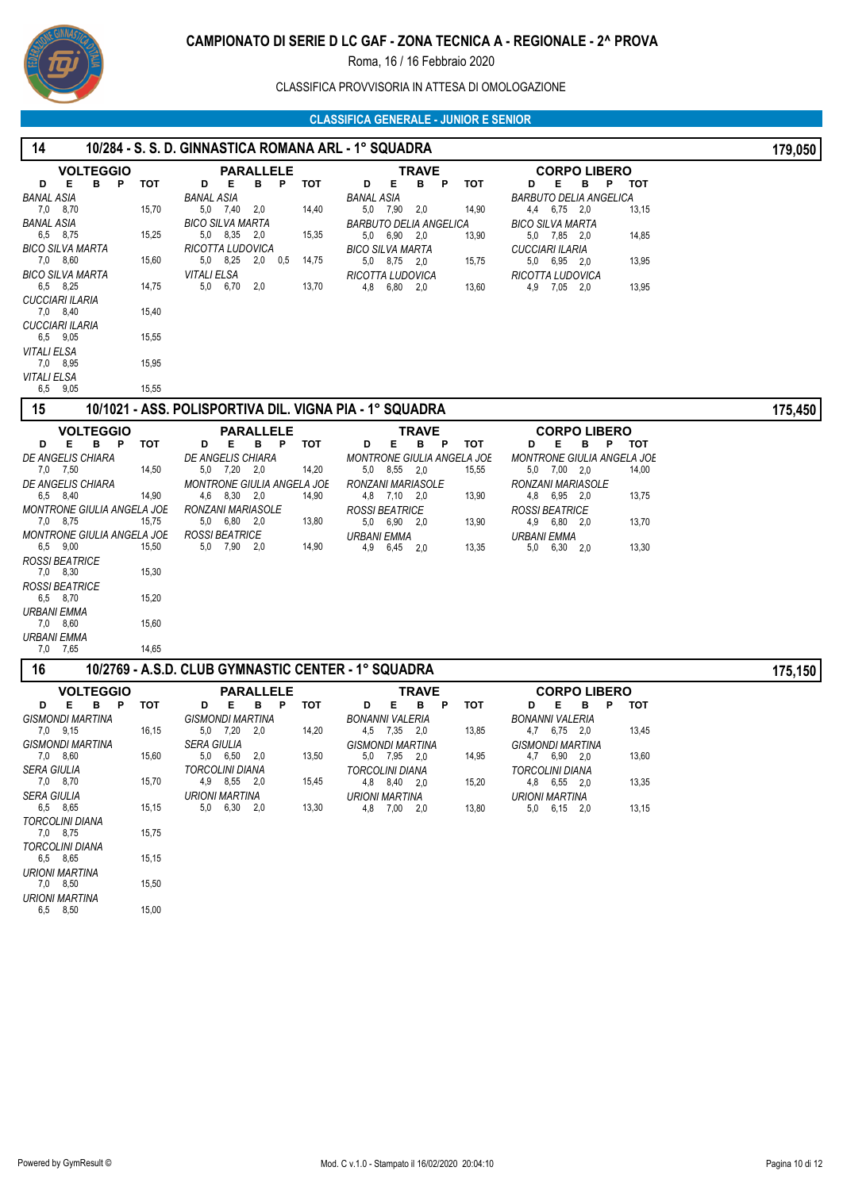# CAMPIONATO DI SERIE D LC GAF - ZONA TECNICA A - REGIONALE - 2^ PROVA

Roma, 16 / 16 Febbraio 2020

CLASSIFICA PROVVISORIA IN ATTESA DI OMOLOGAZIONE

## CLASSIFICA GENERALE - JUNIOR E SENIOR

### 14 — 10/284 - S. S. D. GINNASTICA ROMANA ARL - 1° SQUADRA — 179,050

**VOLTEGGIO**

| Ginnasta | D | E | B | P | TOT |
|---|---|---|---|---|---|
| *BANAL ASIA* | 7,0 | 8,70 | | | 15,70 |
| *BANAL ASIA* | 6,5 | 8,75 | | | 15,25 |
| *BICO SILVA MARTA* | 7,0 | 8,60 | | | 15,60 |
| *BICO SILVA MARTA* | 6,5 | 8,25 | | | 14,75 |
| *CUCCIARI ILARIA* | 7,0 | 8,40 | | | 15,40 |
| *CUCCIARI ILARIA* | 6,5 | 9,05 | | | 15,55 |
| *VITALI ELSA* | 7,0 | 8,95 | | | 15,95 |
| *VITALI ELSA* | 6,5 | 9,05 | | | 15,55 |

**PARALLELE**

| Ginnasta | D | E | B | P | TOT |
|---|---|---|---|---|---|
| *BANAL ASIA* | 5,0 | 7,40 | 2,0 | | 14,40 |
| *BICO SILVA MARTA* | 5,0 | 8,35 | 2,0 | | 15,35 |
| *RICOTTA LUDOVICA* | 5,0 | 8,25 | 2,0 | 0,5 | 14,75 |
| *VITALI ELSA* | 5,0 | 6,70 | 2,0 | | 13,70 |

**TRAVE**

| Ginnasta | D | E | B | P | TOT |
|---|---|---|---|---|---|
| *BANAL ASIA* | 5,0 | 7,90 | 2,0 | | 14,90 |
| *BARBUTO DELIA ANGELICA* | 5,0 | 6,90 | 2,0 | | 13,90 |
| *BICO SILVA MARTA* | 5,0 | 8,75 | 2,0 | | 15,75 |
| *RICOTTA LUDOVICA* | 4,8 | 6,80 | 2,0 | | 13,60 |

**CORPO LIBERO**

| Ginnasta | D | E | B | P | TOT |
|---|---|---|---|---|---|
| *BARBUTO DELIA ANGELICA* | 4,4 | 6,75 | 2,0 | | 13,15 |
| *BICO SILVA MARTA* | 5,0 | 7,85 | 2,0 | | 14,85 |
| *CUCCIARI ILARIA* | 5,0 | 6,95 | 2,0 | | 13,95 |
| *RICOTTA LUDOVICA* | 4,9 | 7,05 | 2,0 | | 13,95 |

### 15 — 10/1021 - ASS. POLISPORTIVA DIL. VIGNA PIA - 1° SQUADRA — 175,450

**VOLTEGGIO**

| Ginnasta | D | E | B | P | TOT |
|---|---|---|---|---|---|
| *DE ANGELIS CHIARA* | 7,0 | 7,50 | | | 14,50 |
| *DE ANGELIS CHIARA* | 6,5 | 8,40 | | | 14,90 |
| *MONTRONE GIULIA ANGELA JOE* | 7,0 | 8,75 | | | 15,75 |
| *MONTRONE GIULIA ANGELA JOE* | 6,5 | 9,00 | | | 15,50 |
| *ROSSI BEATRICE* | 7,0 | 8,30 | | | 15,30 |
| *ROSSI BEATRICE* | 6,5 | 8,70 | | | 15,20 |
| *URBANI EMMA* | 7,0 | 8,60 | | | 15,60 |
| *URBANI EMMA* | 7,0 | 7,65 | | | 14,65 |

**PARALLELE**

| Ginnasta | D | E | B | P | TOT |
|---|---|---|---|---|---|
| *DE ANGELIS CHIARA* | 5,0 | 7,20 | 2,0 | | 14,20 |
| *MONTRONE GIULIA ANGELA JOE* | 4,6 | 8,30 | 2,0 | | 14,90 |
| *RONZANI MARIASOLE* | 5,0 | 6,80 | 2,0 | | 13,80 |
| *ROSSI BEATRICE* | 5,0 | 7,90 | 2,0 | | 14,90 |

**TRAVE**

| Ginnasta | D | E | B | P | TOT |
|---|---|---|---|---|---|
| *MONTRONE GIULIA ANGELA JOE* | 5,0 | 8,55 | 2,0 | | 15,55 |
| *RONZANI MARIASOLE* | 4,8 | 7,10 | 2,0 | | 13,90 |
| *ROSSI BEATRICE* | 5,0 | 6,90 | 2,0 | | 13,90 |
| *URBANI EMMA* | 4,9 | 6,45 | 2,0 | | 13,35 |

**CORPO LIBERO**

| Ginnasta | D | E | B | P | TOT |
|---|---|---|---|---|---|
| *MONTRONE GIULIA ANGELA JOE* | 5,0 | 7,00 | 2,0 | | 14,00 |
| *RONZANI MARIASOLE* | 4,8 | 6,95 | 2,0 | | 13,75 |
| *ROSSI BEATRICE* | 4,9 | 6,80 | 2,0 | | 13,70 |
| *URBANI EMMA* | 5,0 | 6,30 | 2,0 | | 13,30 |

### 16 — 10/2769 - A.S.D. CLUB GYMNASTIC CENTER - 1° SQUADRA — 175,150

**VOLTEGGIO**

| Ginnasta | D | E | B | P | TOT |
|---|---|---|---|---|---|
| *GISMONDI MARTINA* | 7,0 | 9,15 | | | 16,15 |
| *GISMONDI MARTINA* | 7,0 | 8,60 | | | 15,60 |
| *SERA GIULIA* | 7,0 | 8,70 | | | 15,70 |
| *SERA GIULIA* | 6,5 | 8,65 | | | 15,15 |
| *TORCOLINI DIANA* | 7,0 | 8,75 | | | 15,75 |
| *TORCOLINI DIANA* | 6,5 | 8,65 | | | 15,15 |
| *URIONI MARTINA* | 7,0 | 8,50 | | | 15,50 |
| *URIONI MARTINA* | 6,5 | 8,50 | | | 15,00 |

**PARALLELE**

| Ginnasta | D | E | B | P | TOT |
|---|---|---|---|---|---|
| *GISMONDI MARTINA* | 5,0 | 7,20 | 2,0 | | 14,20 |
| *SERA GIULIA* | 5,0 | 6,50 | 2,0 | | 13,50 |
| *TORCOLINI DIANA* | 4,9 | 8,55 | 2,0 | | 15,45 |
| *URIONI MARTINA* | 5,0 | 6,30 | 2,0 | | 13,30 |

**TRAVE**

| Ginnasta | D | E | B | P | TOT |
|---|---|---|---|---|---|
| *BONANNI VALERIA* | 4,5 | 7,35 | 2,0 | | 13,85 |
| *GISMONDI MARTINA* | 5,0 | 7,95 | 2,0 | | 14,95 |
| *TORCOLINI DIANA* | 4,8 | 8,40 | 2,0 | | 15,20 |
| *URIONI MARTINA* | 4,8 | 7,00 | 2,0 | | 13,80 |

**CORPO LIBERO**

| Ginnasta | D | E | B | P | TOT |
|---|---|---|---|---|---|
| *BONANNI VALERIA* | 4,7 | 6,75 | 2,0 | | 13,45 |
| *GISMONDI MARTINA* | 4,7 | 6,90 | 2,0 | | 13,60 |
| *TORCOLINI DIANA* | 4,8 | 6,55 | 2,0 | | 13,35 |
| *URIONI MARTINA* | 5,0 | 6,15 | 2,0 | | 13,15 |

Powered by GymResult © — Mod. C v.1.0 - Stampato il 16/02/2020 20:04:10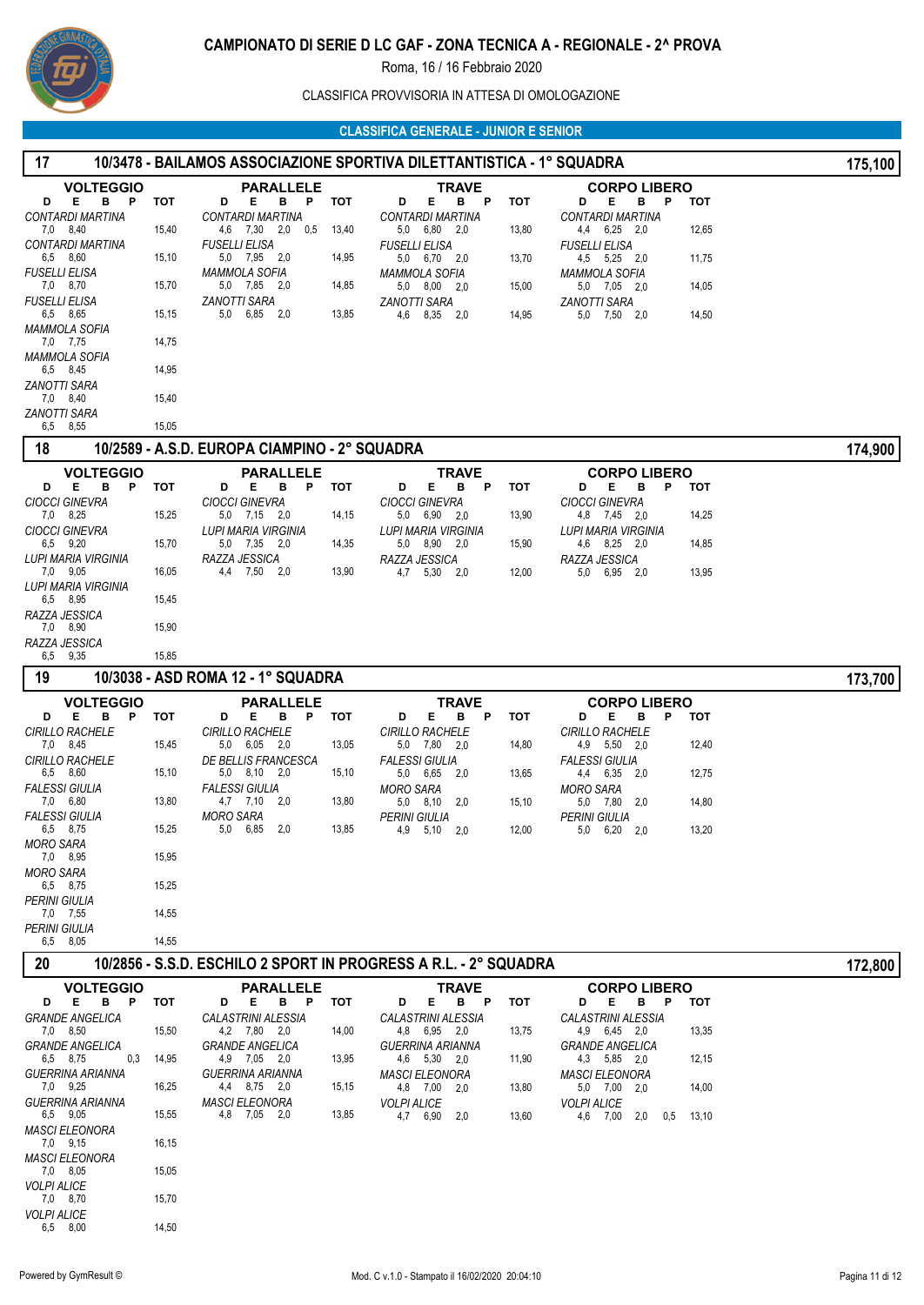# CAMPIONATO DI SERIE D LC GAF - ZONA TECNICA A - REGIONALE - 2^ PROVA

Roma, 16 / 16 Febbraio 2020

CLASSIFICA PROVVISORIA IN ATTESA DI OMOLOGAZIONE

## CLASSIFICA GENERALE - JUNIOR E SENIOR

### 17 — 10/3478 - BAILAMOS ASSOCIAZIONE SPORTIVA DILETTANTISTICA - 1° SQUADRA — 175,100

**VOLTEGGIO**

| Ginnasta | D | E | B | P | TOT |
|---|---|---|---|---|---|
| *CONTARDI MARTINA* | 7,0 | 8,40 | | | 15,40 |
| *CONTARDI MARTINA* | 6,5 | 8,60 | | | 15,10 |
| *FUSELLI ELISA* | 7,0 | 8,70 | | | 15,70 |
| *FUSELLI ELISA* | 6,5 | 8,65 | | | 15,15 |
| *MAMMOLA SOFIA* | 7,0 | 7,75 | | | 14,75 |
| *MAMMOLA SOFIA* | 6,5 | 8,45 | | | 14,95 |
| *ZANOTTI SARA* | 7,0 | 8,40 | | | 15,40 |
| *ZANOTTI SARA* | 6,5 | 8,55 | | | 15,05 |

**PARALLELE**

| Ginnasta | D | E | B | P | TOT |
|---|---|---|---|---|---|
| *CONTARDI MARTINA* | 4,6 | 7,30 | 2,0 | 0,5 | 13,40 |
| *FUSELLI ELISA* | 5,0 | 7,95 | 2,0 | | 14,95 |
| *MAMMOLA SOFIA* | 5,0 | 7,85 | 2,0 | | 14,85 |
| *ZANOTTI SARA* | 5,0 | 6,85 | 2,0 | | 13,85 |

**TRAVE**

| Ginnasta | D | E | B | P | TOT |
|---|---|---|---|---|---|
| *CONTARDI MARTINA* | 5,0 | 6,80 | 2,0 | | 13,80 |
| *FUSELLI ELISA* | 5,0 | 6,70 | 2,0 | | 13,70 |
| *MAMMOLA SOFIA* | 5,0 | 8,00 | 2,0 | | 15,00 |
| *ZANOTTI SARA* | 4,6 | 8,35 | 2,0 | | 14,95 |

**CORPO LIBERO**

| Ginnasta | D | E | B | P | TOT |
|---|---|---|---|---|---|
| *CONTARDI MARTINA* | 4,4 | 6,25 | 2,0 | | 12,65 |
| *FUSELLI ELISA* | 4,5 | 5,25 | 2,0 | | 11,75 |
| *MAMMOLA SOFIA* | 5,0 | 7,05 | 2,0 | | 14,05 |
| *ZANOTTI SARA* | 5,0 | 7,50 | 2,0 | | 14,50 |

### 18 — 10/2589 - A.S.D. EUROPA CIAMPINO - 2° SQUADRA — 174,900

**VOLTEGGIO**

| Ginnasta | D | E | B | P | TOT |
|---|---|---|---|---|---|
| *CIOCCI GINEVRA* | 7,0 | 8,25 | | | 15,25 |
| *CIOCCI GINEVRA* | 6,5 | 9,20 | | | 15,70 |
| *LUPI MARIA VIRGINIA* | 7,0 | 9,05 | | | 16,05 |
| *LUPI MARIA VIRGINIA* | 6,5 | 8,95 | | | 15,45 |
| *RAZZA JESSICA* | 7,0 | 8,90 | | | 15,90 |
| *RAZZA JESSICA* | 6,5 | 9,35 | | | 15,85 |

**PARALLELE**

| Ginnasta | D | E | B | P | TOT |
|---|---|---|---|---|---|
| *CIOCCI GINEVRA* | 5,0 | 7,15 | 2,0 | | 14,15 |
| *LUPI MARIA VIRGINIA* | 5,0 | 7,35 | 2,0 | | 14,35 |
| *RAZZA JESSICA* | 4,4 | 7,50 | 2,0 | | 13,90 |

**TRAVE**

| Ginnasta | D | E | B | P | TOT |
|---|---|---|---|---|---|
| *CIOCCI GINEVRA* | 5,0 | 6,90 | 2,0 | | 13,90 |
| *LUPI MARIA VIRGINIA* | 5,0 | 8,90 | 2,0 | | 15,90 |
| *RAZZA JESSICA* | 4,7 | 5,30 | 2,0 | | 12,00 |

**CORPO LIBERO**

| Ginnasta | D | E | B | P | TOT |
|---|---|---|---|---|---|
| *CIOCCI GINEVRA* | 4,8 | 7,45 | 2,0 | | 14,25 |
| *LUPI MARIA VIRGINIA* | 4,6 | 8,25 | 2,0 | | 14,85 |
| *RAZZA JESSICA* | 5,0 | 6,95 | 2,0 | | 13,95 |

### 19 — 10/3038 - ASD ROMA 12 - 1° SQUADRA — 173,700

**VOLTEGGIO**

| Ginnasta | D | E | B | P | TOT |
|---|---|---|---|---|---|
| *CIRILLO RACHELE* | 7,0 | 8,45 | | | 15,45 |
| *CIRILLO RACHELE* | 6,5 | 8,60 | | | 15,10 |
| *FALESSI GIULIA* | 7,0 | 6,80 | | | 13,80 |
| *FALESSI GIULIA* | 6,5 | 8,75 | | | 15,25 |
| *MORO SARA* | 7,0 | 8,95 | | | 15,95 |
| *MORO SARA* | 6,5 | 8,75 | | | 15,25 |
| *PERINI GIULIA* | 7,0 | 7,55 | | | 14,55 |
| *PERINI GIULIA* | 6,5 | 8,05 | | | 14,55 |

**PARALLELE**

| Ginnasta | D | E | B | P | TOT |
|---|---|---|---|---|---|
| *CIRILLO RACHELE* | 5,0 | 6,05 | 2,0 | | 13,05 |
| *DE BELLIS FRANCESCA* | 5,0 | 8,10 | 2,0 | | 15,10 |
| *FALESSI GIULIA* | 4,7 | 7,10 | 2,0 | | 13,80 |
| *MORO SARA* | 5,0 | 6,85 | 2,0 | | 13,85 |

**TRAVE**

| Ginnasta | D | E | B | P | TOT |
|---|---|---|---|---|---|
| *CIRILLO RACHELE* | 5,0 | 7,80 | 2,0 | | 14,80 |
| *FALESSI GIULIA* | 5,0 | 6,65 | 2,0 | | 13,65 |
| *MORO SARA* | 5,0 | 8,10 | 2,0 | | 15,10 |
| *PERINI GIULIA* | 4,9 | 5,10 | 2,0 | | 12,00 |

**CORPO LIBERO**

| Ginnasta | D | E | B | P | TOT |
|---|---|---|---|---|---|
| *CIRILLO RACHELE* | 4,9 | 5,50 | 2,0 | | 12,40 |
| *FALESSI GIULIA* | 4,4 | 6,35 | 2,0 | | 12,75 |
| *MORO SARA* | 5,0 | 7,80 | 2,0 | | 14,80 |
| *PERINI GIULIA* | 5,0 | 6,20 | 2,0 | | 13,20 |

### 20 — 10/2856 - S.S.D. ESCHILO 2 SPORT IN PROGRESS A R.L. - 2° SQUADRA — 172,800

**VOLTEGGIO**

| Ginnasta | D | E | B | P | TOT |
|---|---|---|---|---|---|
| *GRANDE ANGELICA* | 7,0 | 8,50 | | | 15,50 |
| *GRANDE ANGELICA* | 6,5 | 8,75 | | 0,3 | 14,95 |
| *GUERRINA ARIANNA* | 7,0 | 9,25 | | | 16,25 |
| *GUERRINA ARIANNA* | 6,5 | 9,05 | | | 15,55 |
| *MASCI ELEONORA* | 7,0 | 9,15 | | | 16,15 |
| *MASCI ELEONORA* | 7,0 | 8,05 | | | 15,05 |
| *VOLPI ALICE* | 7,0 | 8,70 | | | 15,70 |
| *VOLPI ALICE* | 6,5 | 8,00 | | | 14,50 |

**PARALLELE**

| Ginnasta | D | E | B | P | TOT |
|---|---|---|---|---|---|
| *CALASTRINI ALESSIA* | 4,2 | 7,80 | 2,0 | | 14,00 |
| *GRANDE ANGELICA* | 4,9 | 7,05 | 2,0 | | 13,95 |
| *GUERRINA ARIANNA* | 4,4 | 8,75 | 2,0 | | 15,15 |
| *MASCI ELEONORA* | 4,8 | 7,05 | 2,0 | | 13,85 |

**TRAVE**

| Ginnasta | D | E | B | P | TOT |
|---|---|---|---|---|---|
| *CALASTRINI ALESSIA* | 4,8 | 6,95 | 2,0 | | 13,75 |
| *GUERRINA ARIANNA* | 4,6 | 5,30 | 2,0 | | 11,90 |
| *MASCI ELEONORA* | 4,8 | 7,00 | 2,0 | | 13,80 |
| *VOLPI ALICE* | 4,7 | 6,90 | 2,0 | | 13,60 |

**CORPO LIBERO**

| Ginnasta | D | E | B | P | TOT |
|---|---|---|---|---|---|
| *CALASTRINI ALESSIA* | 4,9 | 6,45 | 2,0 | | 13,35 |
| *GRANDE ANGELICA* | 4,3 | 5,85 | 2,0 | | 12,15 |
| *MASCI ELEONORA* | 5,0 | 7,00 | 2,0 | | 14,00 |
| *VOLPI ALICE* | 4,6 | 7,00 | 2,0 | 0,5 | 13,10 |

Powered by GymResult © — Mod. C v.1.0 - Stampato il 16/02/2020 20:04:10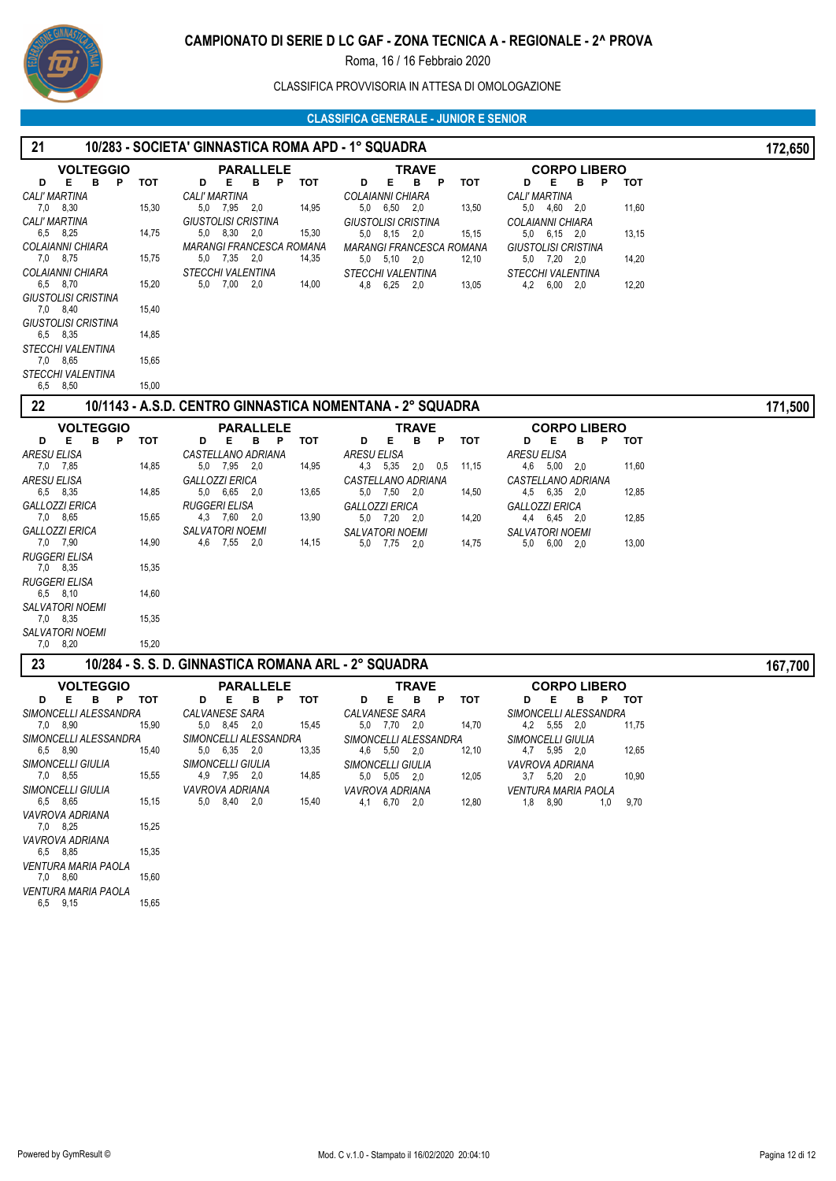# CAMPIONATO DI SERIE D LC GAF - ZONA TECNICA A - REGIONALE - 2^ PROVA

Roma, 16 / 16 Febbraio 2020

CLASSIFICA PROVVISORIA IN ATTESA DI OMOLOGAZIONE

## CLASSIFICA GENERALE - JUNIOR E SENIOR

### 21 — 10/283 - SOCIETA' GINNASTICA ROMA APD - 1° SQUADRA — 172,650

**VOLTEGGIO**

| Atleta | D | E | B | P | TOT |
|---|---|---|---|---|---|
| CALI' MARTINA | 7,0 | 8,30 | | | 15,30 |
| CALI' MARTINA | 6,5 | 8,25 | | | 14,75 |
| COLAIANNI CHIARA | 7,0 | 8,75 | | | 15,75 |
| COLAIANNI CHIARA | 6,5 | 8,70 | | | 15,20 |
| GIUSTOLISI CRISTINA | 7,0 | 8,40 | | | 15,40 |
| GIUSTOLISI CRISTINA | 6,5 | 8,35 | | | 14,85 |
| STECCHI VALENTINA | 7,0 | 8,65 | | | 15,65 |
| STECCHI VALENTINA | 6,5 | 8,50 | | | 15,00 |

**PARALLELE**

| Atleta | D | E | B | P | TOT |
|---|---|---|---|---|---|
| CALI' MARTINA | 5,0 | 7,95 | 2,0 | | 14,95 |
| GIUSTOLISI CRISTINA | 5,0 | 8,30 | 2,0 | | 15,30 |
| MARANGI FRANCESCA ROMANA | 5,0 | 7,35 | 2,0 | | 14,35 |
| STECCHI VALENTINA | 5,0 | 7,00 | 2,0 | | 14,00 |

**TRAVE**

| Atleta | D | E | B | P | TOT |
|---|---|---|---|---|---|
| COLAIANNI CHIARA | 5,0 | 6,50 | 2,0 | | 13,50 |
| GIUSTOLISI CRISTINA | 5,0 | 8,15 | 2,0 | | 15,15 |
| MARANGI FRANCESCA ROMANA | 5,0 | 5,10 | 2,0 | | 12,10 |
| STECCHI VALENTINA | 4,8 | 6,25 | 2,0 | | 13,05 |

**CORPO LIBERO**

| Atleta | D | E | B | P | TOT |
|---|---|---|---|---|---|
| CALI' MARTINA | 5,0 | 4,60 | 2,0 | | 11,60 |
| COLAIANNI CHIARA | 5,0 | 6,15 | 2,0 | | 13,15 |
| GIUSTOLISI CRISTINA | 5,0 | 7,20 | 2,0 | | 14,20 |
| STECCHI VALENTINA | 4,2 | 6,00 | 2,0 | | 12,20 |

### 22 — 10/1143 - A.S.D. CENTRO GINNASTICA NOMENTANA - 2° SQUADRA — 171,500

**VOLTEGGIO**

| Atleta | D | E | B | P | TOT |
|---|---|---|---|---|---|
| ARESU ELISA | 7,0 | 7,85 | | | 14,85 |
| ARESU ELISA | 6,5 | 8,35 | | | 14,85 |
| GALLOZZI ERICA | 7,0 | 8,65 | | | 15,65 |
| GALLOZZI ERICA | 7,0 | 7,90 | | | 14,90 |
| RUGGERI ELISA | 7,0 | 8,35 | | | 15,35 |
| RUGGERI ELISA | 6,5 | 8,10 | | | 14,60 |
| SALVATORI NOEMI | 7,0 | 8,35 | | | 15,35 |
| SALVATORI NOEMI | 7,0 | 8,20 | | | 15,20 |

**PARALLELE**

| Atleta | D | E | B | P | TOT |
|---|---|---|---|---|---|
| CASTELLANO ADRIANA | 5,0 | 7,95 | 2,0 | | 14,95 |
| GALLOZZI ERICA | 5,0 | 6,65 | 2,0 | | 13,65 |
| RUGGERI ELISA | 4,3 | 7,60 | 2,0 | | 13,90 |
| SALVATORI NOEMI | 4,6 | 7,55 | 2,0 | | 14,15 |

**TRAVE**

| Atleta | D | E | B | P | TOT |
|---|---|---|---|---|---|
| ARESU ELISA | 4,3 | 5,35 | 2,0 | 0,5 | 11,15 |
| CASTELLANO ADRIANA | 5,0 | 7,50 | 2,0 | | 14,50 |
| GALLOZZI ERICA | 5,0 | 7,20 | 2,0 | | 14,20 |
| SALVATORI NOEMI | 5,0 | 7,75 | 2,0 | | 14,75 |

**CORPO LIBERO**

| Atleta | D | E | B | P | TOT |
|---|---|---|---|---|---|
| ARESU ELISA | 4,6 | 5,00 | 2,0 | | 11,60 |
| CASTELLANO ADRIANA | 4,5 | 6,35 | 2,0 | | 12,85 |
| GALLOZZI ERICA | 4,4 | 6,45 | 2,0 | | 12,85 |
| SALVATORI NOEMI | 5,0 | 6,00 | 2,0 | | 13,00 |

### 23 — 10/284 - S. S. D. GINNASTICA ROMANA ARL - 2° SQUADRA — 167,700

**VOLTEGGIO**

| Atleta | D | E | B | P | TOT |
|---|---|---|---|---|---|
| SIMONCELLI ALESSANDRA | 7,0 | 8,90 | | | 15,90 |
| SIMONCELLI ALESSANDRA | 6,5 | 8,90 | | | 15,40 |
| SIMONCELLI GIULIA | 7,0 | 8,55 | | | 15,55 |
| SIMONCELLI GIULIA | 6,5 | 8,65 | | | 15,15 |
| VAVROVA ADRIANA | 7,0 | 8,25 | | | 15,25 |
| VAVROVA ADRIANA | 6,5 | 8,85 | | | 15,35 |
| VENTURA MARIA PAOLA | 7,0 | 8,60 | | | 15,60 |
| VENTURA MARIA PAOLA | 6,5 | 9,15 | | | 15,65 |

**PARALLELE**

| Atleta | D | E | B | P | TOT |
|---|---|---|---|---|---|
| CALVANESE SARA | 5,0 | 8,45 | 2,0 | | 15,45 |
| SIMONCELLI ALESSANDRA | 5,0 | 6,35 | 2,0 | | 13,35 |
| SIMONCELLI GIULIA | 4,9 | 7,95 | 2,0 | | 14,85 |
| VAVROVA ADRIANA | 5,0 | 8,40 | 2,0 | | 15,40 |

**TRAVE**

| Atleta | D | E | B | P | TOT |
|---|---|---|---|---|---|
| CALVANESE SARA | 5,0 | 7,70 | 2,0 | | 14,70 |
| SIMONCELLI ALESSANDRA | 4,6 | 5,50 | 2,0 | | 12,10 |
| SIMONCELLI GIULIA | 5,0 | 5,05 | 2,0 | | 12,05 |
| VAVROVA ADRIANA | 4,1 | 6,70 | 2,0 | | 12,80 |

**CORPO LIBERO**

| Atleta | D | E | B | P | TOT |
|---|---|---|---|---|---|
| SIMONCELLI ALESSANDRA | 4,2 | 5,55 | 2,0 | | 11,75 |
| SIMONCELLI GIULIA | 4,7 | 5,95 | 2,0 | | 12,65 |
| VAVROVA ADRIANA | 3,7 | 5,20 | 2,0 | | 10,90 |
| VENTURA MARIA PAOLA | 1,8 | 8,90 | | 1,0 | 9,70 |

Powered by GymResult © — Mod. C v.1.0 - Stampato il 16/02/2020 20:04:10